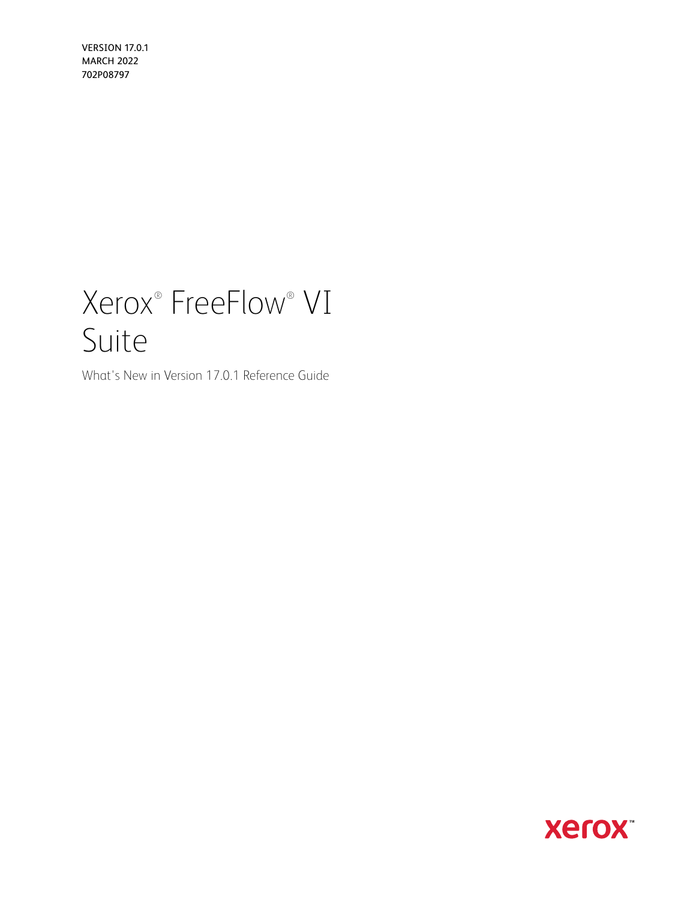VERSION 17.0.1
MARCH 2022
702P08797

# Xerox® FreeFlow® VI Suite

What's New in Version 17.0.1 Reference Guide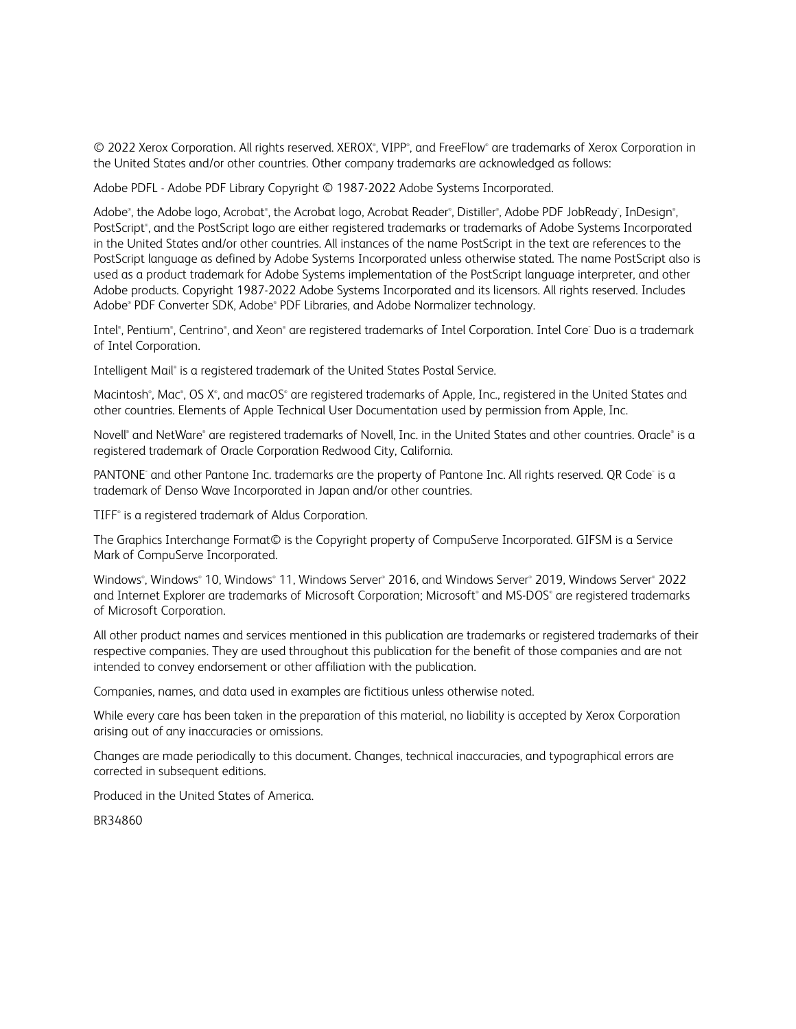© 2022 Xerox Corporation. All rights reserved. XEROX®, VIPP®, and FreeFlow® are trademarks of Xerox Corporation in the United States and/or other countries. Other company trademarks are acknowledged as follows:

Adobe PDFL - Adobe PDF Library Copyright © 1987-2022 Adobe Systems Incorporated.

Adobe®, the Adobe logo, Acrobat®, the Acrobat logo, Acrobat Reader®, Distiller®, Adobe PDF JobReady™, InDesign®, PostScript®, and the PostScript logo are either registered trademarks or trademarks of Adobe Systems Incorporated in the United States and/or other countries. All instances of the name PostScript in the text are references to the PostScript language as defined by Adobe Systems Incorporated unless otherwise stated. The name PostScript also is used as a product trademark for Adobe Systems implementation of the PostScript language interpreter, and other Adobe products. Copyright 1987-2022 Adobe Systems Incorporated and its licensors. All rights reserved. Includes Adobe® PDF Converter SDK, Adobe® PDF Libraries, and Adobe Normalizer technology.

Intel®, Pentium®, Centrino®, and Xeon® are registered trademarks of Intel Corporation. Intel Core™ Duo is a trademark of Intel Corporation.

Intelligent Mail® is a registered trademark of the United States Postal Service.

Macintosh®, Mac®, OS X®, and macOS® are registered trademarks of Apple, Inc., registered in the United States and other countries. Elements of Apple Technical User Documentation used by permission from Apple, Inc.

Novell® and NetWare® are registered trademarks of Novell, Inc. in the United States and other countries. Oracle® is a registered trademark of Oracle Corporation Redwood City, California.

PANTONE™ and other Pantone Inc. trademarks are the property of Pantone Inc. All rights reserved. QR Code™ is a trademark of Denso Wave Incorporated in Japan and/or other countries.

TIFF® is a registered trademark of Aldus Corporation.

The Graphics Interchange Format© is the Copyright property of CompuServe Incorporated. GIFSM is a Service Mark of CompuServe Incorporated.

Windows®, Windows® 10, Windows® 11, Windows Server® 2016, and Windows Server® 2019, Windows Server® 2022 and Internet Explorer are trademarks of Microsoft Corporation; Microsoft® and MS-DOS® are registered trademarks of Microsoft Corporation.

All other product names and services mentioned in this publication are trademarks or registered trademarks of their respective companies. They are used throughout this publication for the benefit of those companies and are not intended to convey endorsement or other affiliation with the publication.

Companies, names, and data used in examples are fictitious unless otherwise noted.

While every care has been taken in the preparation of this material, no liability is accepted by Xerox Corporation arising out of any inaccuracies or omissions.

Changes are made periodically to this document. Changes, technical inaccuracies, and typographical errors are corrected in subsequent editions.

Produced in the United States of America.

BR34860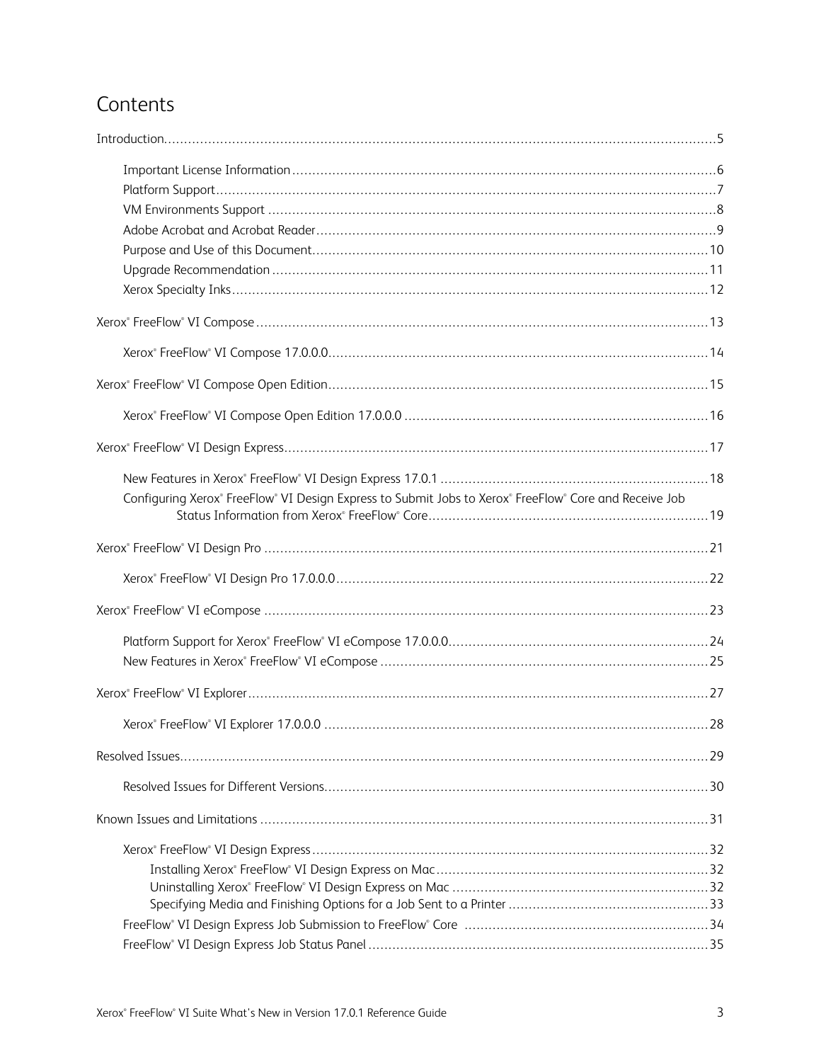# Contents

Introduction.....5

- Important License Information.....6
- Platform Support.....7
- VM Environments Support.....8
- Adobe Acrobat and Acrobat Reader.....9
- Purpose and Use of this Document.....10
- Upgrade Recommendation.....11
- Xerox Specialty Inks.....12

Xerox® FreeFlow® VI Compose.....13

- Xerox® FreeFlow® VI Compose 17.0.0.0.....14

Xerox® FreeFlow® VI Compose Open Edition.....15

- Xerox® FreeFlow® VI Compose Open Edition 17.0.0.0.....16

Xerox® FreeFlow® VI Design Express.....17

- New Features in Xerox® FreeFlow® VI Design Express 17.0.1.....18
- Configuring Xerox® FreeFlow® VI Design Express to Submit Jobs to Xerox® FreeFlow® Core and Receive Job Status Information from Xerox® FreeFlow® Core.....19

Xerox® FreeFlow® VI Design Pro.....21

- Xerox® FreeFlow® VI Design Pro 17.0.0.0.....22

Xerox® FreeFlow® VI eCompose.....23

- Platform Support for Xerox® FreeFlow® VI eCompose 17.0.0.0.....24
- New Features in Xerox® FreeFlow® VI eCompose.....25

Xerox® FreeFlow® VI Explorer.....27

- Xerox® FreeFlow® VI Explorer 17.0.0.0.....28

Resolved Issues.....29

- Resolved Issues for Different Versions.....30

Known Issues and Limitations.....31

- Xerox® FreeFlow® VI Design Express.....32
  - Installing Xerox® FreeFlow® VI Design Express on Mac.....32
  - Uninstalling Xerox® FreeFlow® VI Design Express on Mac.....32
  - Specifying Media and Finishing Options for a Job Sent to a Printer.....33
- FreeFlow® VI Design Express Job Submission to FreeFlow® Core.....34
- FreeFlow® VI Design Express Job Status Panel.....35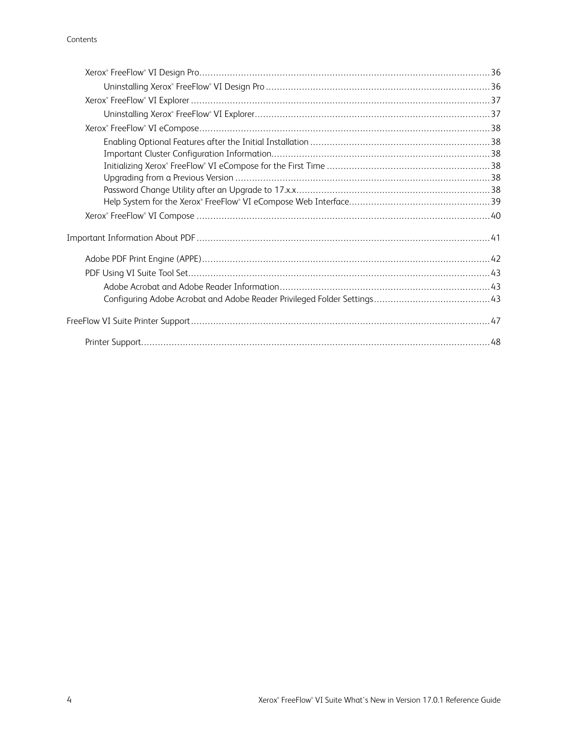- Xerox® FreeFlow® VI Design Pro ........ 36
  - Uninstalling Xerox® FreeFlow® VI Design Pro ........ 36
- Xerox® FreeFlow® VI Explorer ........ 37
  - Uninstalling Xerox® FreeFlow® VI Explorer ........ 37
- Xerox® FreeFlow® VI eCompose ........ 38
  - Enabling Optional Features after the Initial Installation ........ 38
  - Important Cluster Configuration Information ........ 38
  - Initializing Xerox® FreeFlow® VI eCompose for the First Time ........ 38
  - Upgrading from a Previous Version ........ 38
  - Password Change Utility after an Upgrade to 17.x.x ........ 38
  - Help System for the Xerox® FreeFlow® VI eCompose Web Interface ........ 39
- Xerox® FreeFlow® VI Compose ........ 40

Important Information About PDF ........ 41

- Adobe PDF Print Engine (APPE) ........ 42
- PDF Using VI Suite Tool Set ........ 43
  - Adobe Acrobat and Adobe Reader Information ........ 43
  - Configuring Adobe Acrobat and Adobe Reader Privileged Folder Settings ........ 43

FreeFlow VI Suite Printer Support ........ 47

- Printer Support ........ 48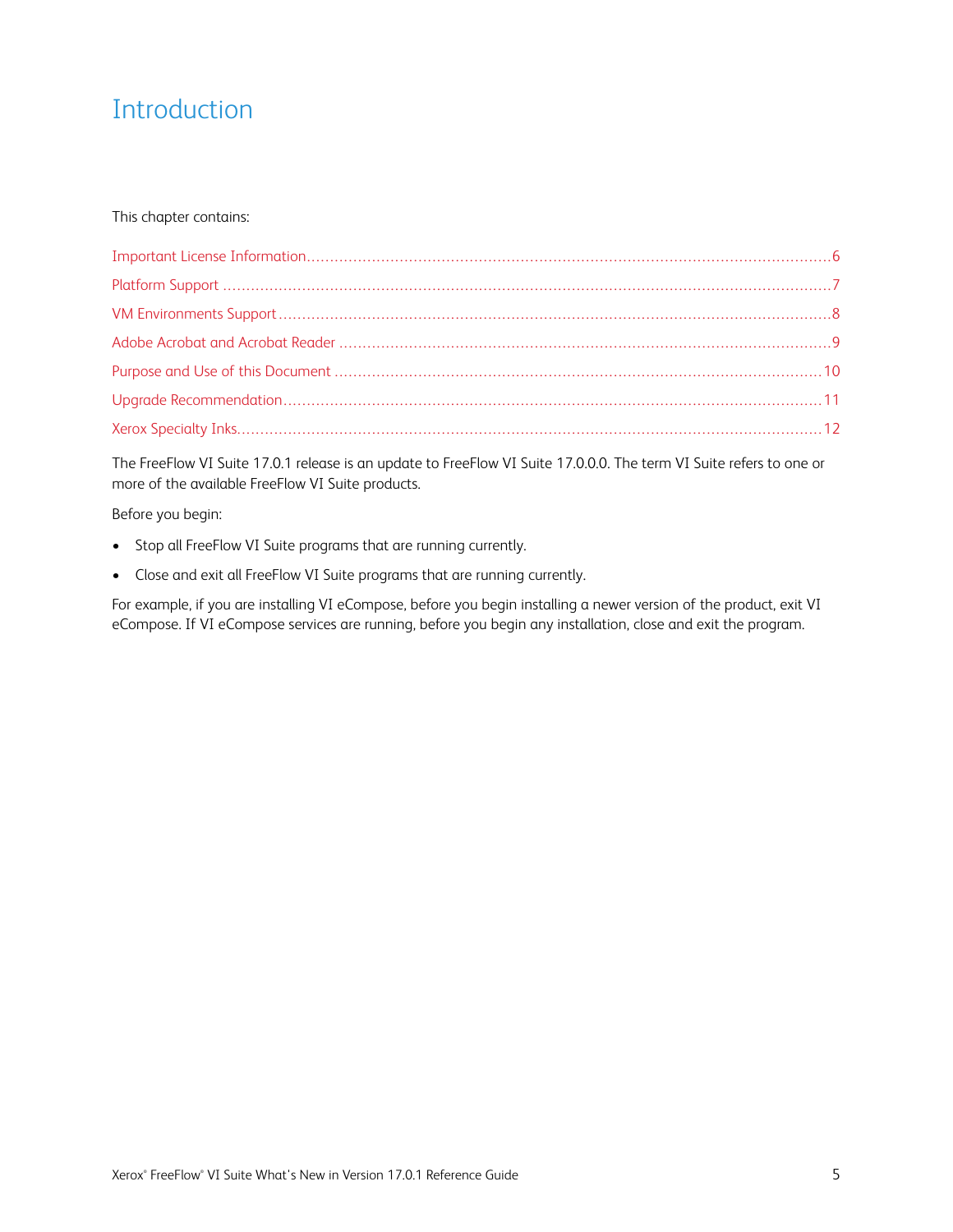# Introduction

This chapter contains:

- Important License Information ..... 6
- Platform Support ..... 7
- VM Environments Support ..... 8
- Adobe Acrobat and Acrobat Reader ..... 9
- Purpose and Use of this Document ..... 10
- Upgrade Recommendation ..... 11
- Xerox Specialty Inks ..... 12

The FreeFlow VI Suite 17.0.1 release is an update to FreeFlow VI Suite 17.0.0.0. The term VI Suite refers to one or more of the available FreeFlow VI Suite products.

Before you begin:

- Stop all FreeFlow VI Suite programs that are running currently.
- Close and exit all FreeFlow VI Suite programs that are running currently.

For example, if you are installing VI eCompose, before you begin installing a newer version of the product, exit VI eCompose. If VI eCompose services are running, before you begin any installation, close and exit the program.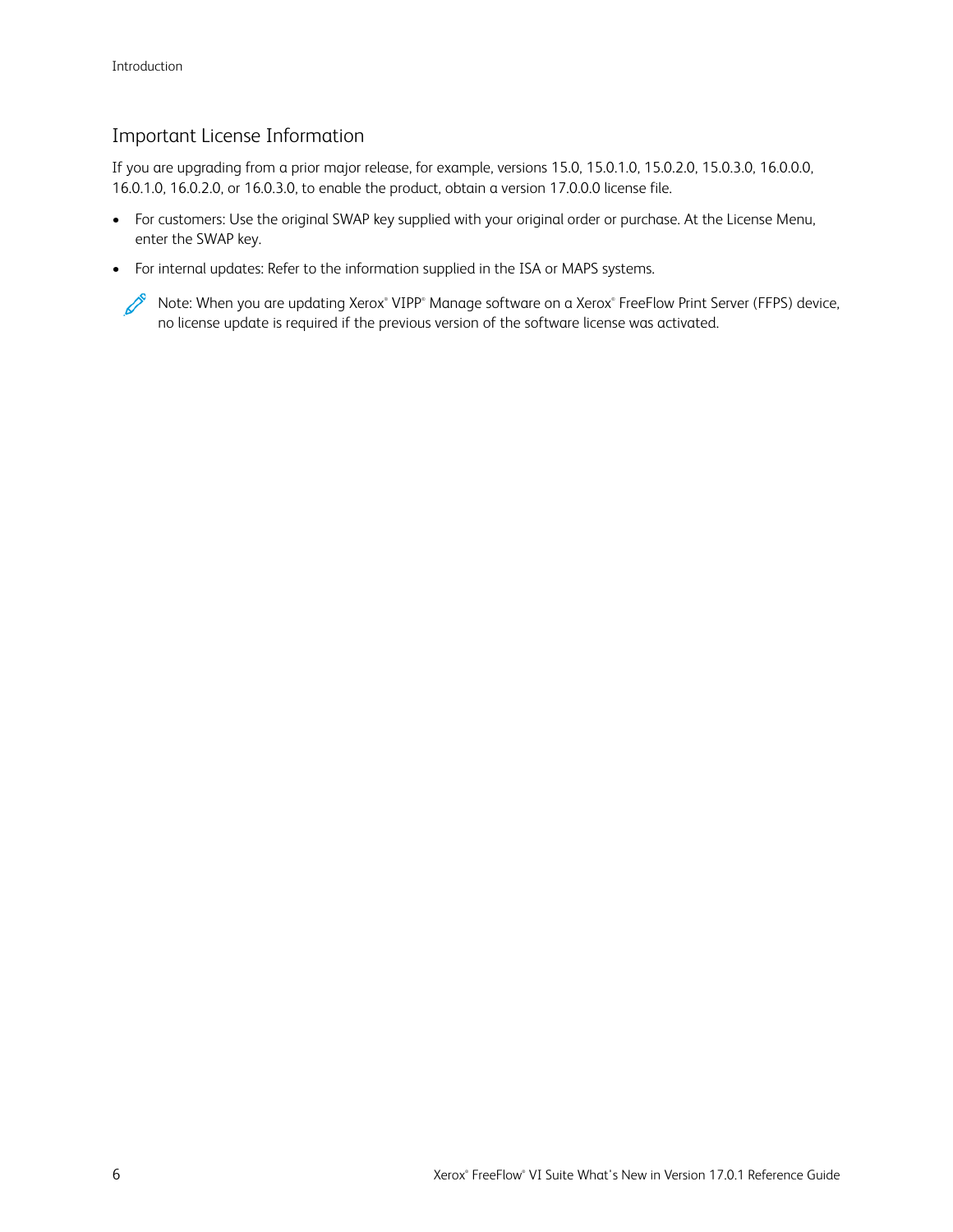## Important License Information

If you are upgrading from a prior major release, for example, versions 15.0, 15.0.1.0, 15.0.2.0, 15.0.3.0, 16.0.0.0, 16.0.1.0, 16.0.2.0, or 16.0.3.0, to enable the product, obtain a version 17.0.0.0 license file.

- For customers: Use the original SWAP key supplied with your original order or purchase. At the License Menu, enter the SWAP key.
- For internal updates: Refer to the information supplied in the ISA or MAPS systems.

Note: When you are updating Xerox® VIPP® Manage software on a Xerox® FreeFlow Print Server (FFPS) device, no license update is required if the previous version of the software license was activated.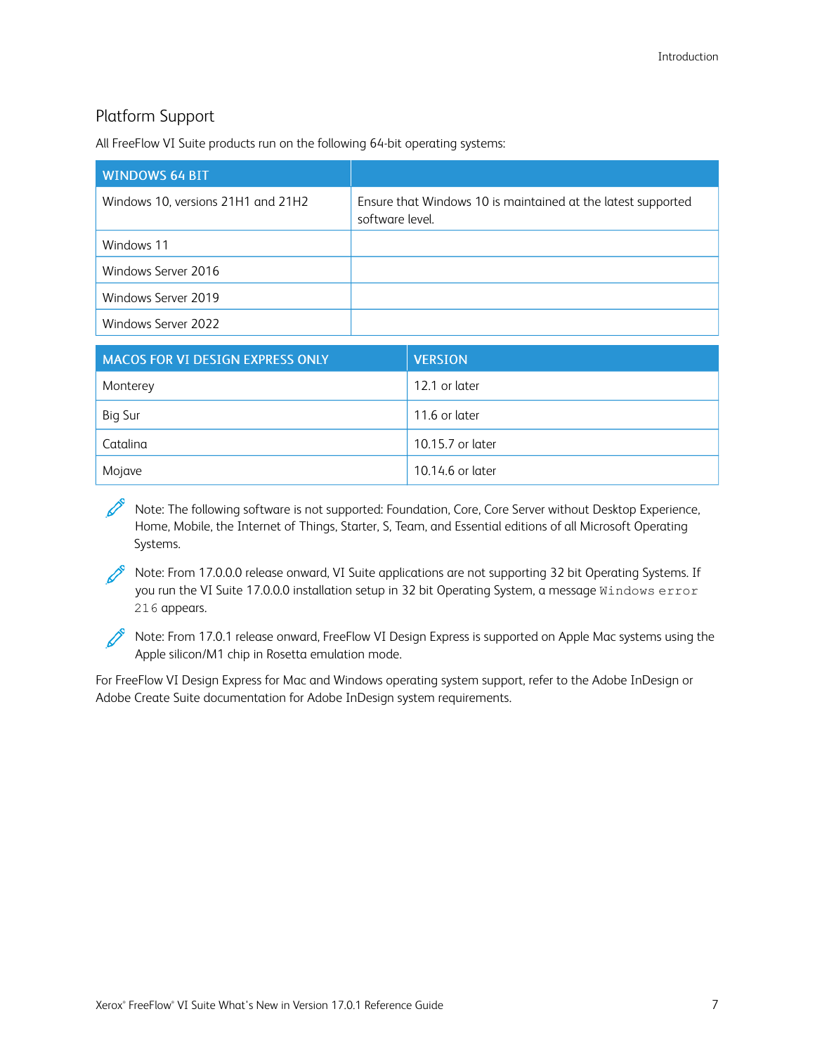## Platform Support

All FreeFlow VI Suite products run on the following 64-bit operating systems:

| WINDOWS 64 BIT | |
|---|---|
| Windows 10, versions 21H1 and 21H2 | Ensure that Windows 10 is maintained at the latest supported software level. |
| Windows 11 | |
| Windows Server 2016 | |
| Windows Server 2019 | |
| Windows Server 2022 | |

| MACOS FOR VI DESIGN EXPRESS ONLY | VERSION |
|---|---|
| Monterey | 12.1 or later |
| Big Sur | 11.6 or later |
| Catalina | 10.15.7 or later |
| Mojave | 10.14.6 or later |

> Note: The following software is not supported: Foundation, Core, Core Server without Desktop Experience, Home, Mobile, the Internet of Things, Starter, S, Team, and Essential editions of all Microsoft Operating Systems.

> Note: From 17.0.0.0 release onward, VI Suite applications are not supporting 32 bit Operating Systems. If you run the VI Suite 17.0.0.0 installation setup in 32 bit Operating System, a message `Windows error 216` appears.

> Note: From 17.0.1 release onward, FreeFlow VI Design Express is supported on Apple Mac systems using the Apple silicon/M1 chip in Rosetta emulation mode.

For FreeFlow VI Design Express for Mac and Windows operating system support, refer to the Adobe InDesign or Adobe Create Suite documentation for Adobe InDesign system requirements.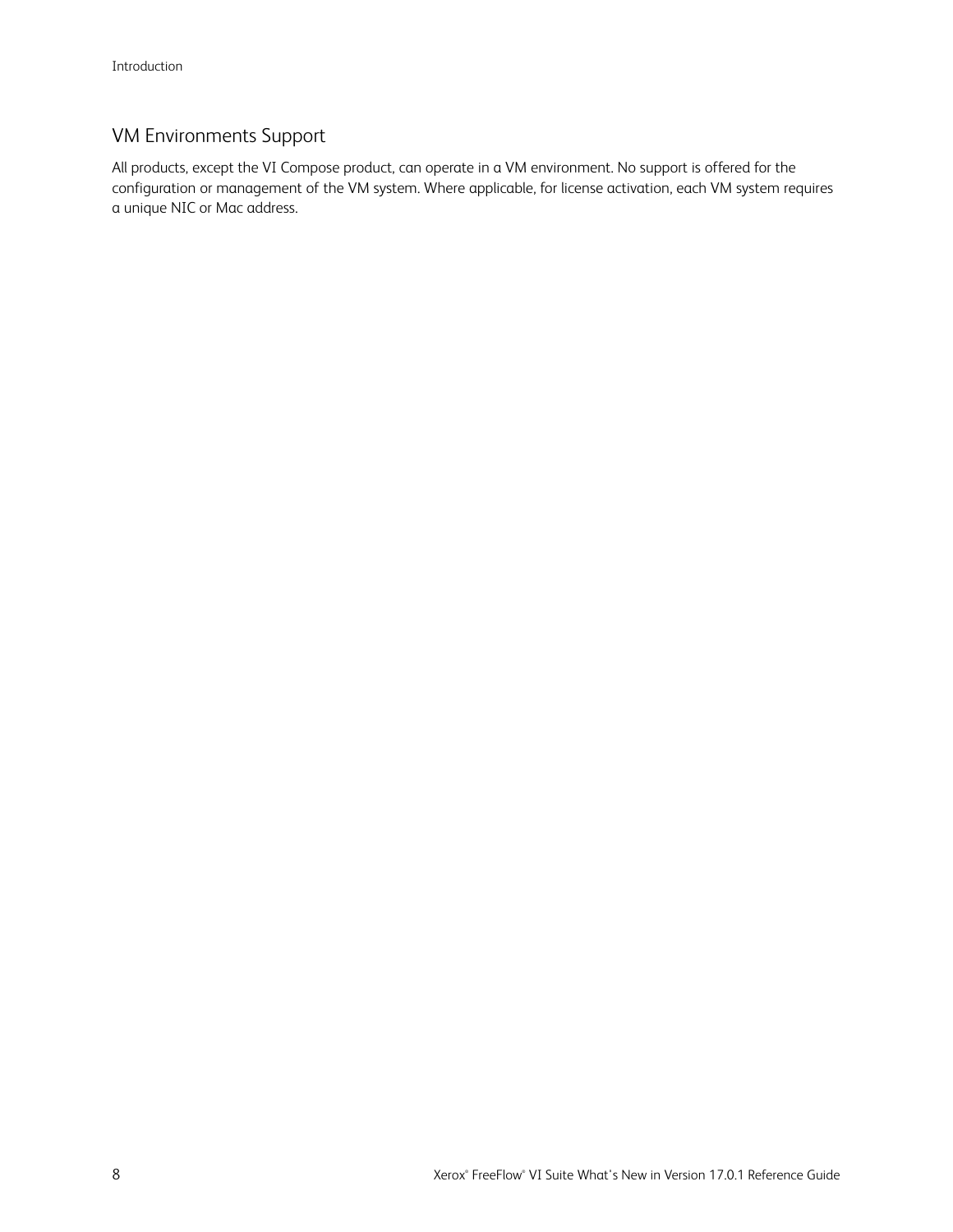## VM Environments Support

All products, except the VI Compose product, can operate in a VM environment. No support is offered for the configuration or management of the VM system. Where applicable, for license activation, each VM system requires a unique NIC or Mac address.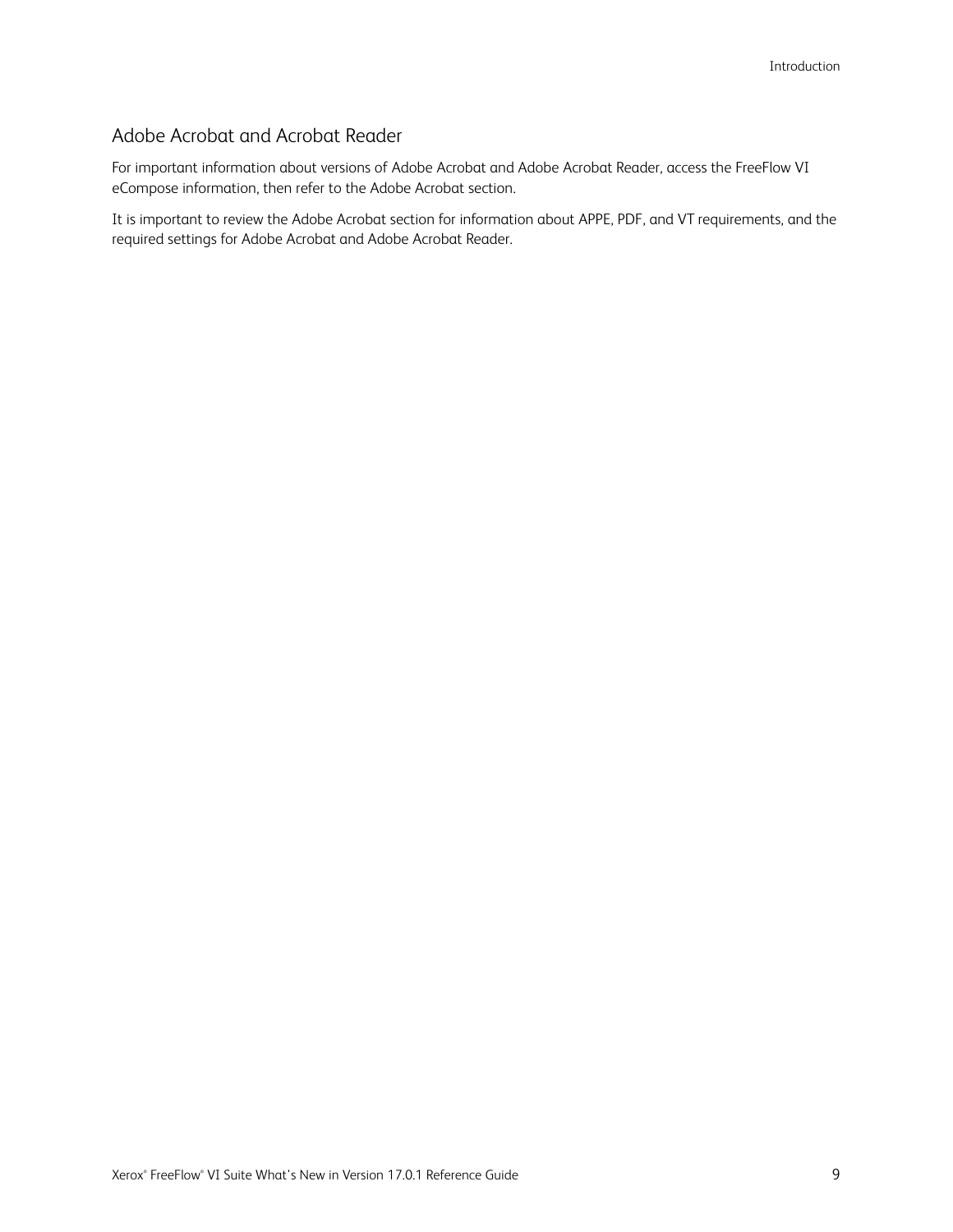## Adobe Acrobat and Acrobat Reader

For important information about versions of Adobe Acrobat and Adobe Acrobat Reader, access the FreeFlow VI eCompose information, then refer to the Adobe Acrobat section.

It is important to review the Adobe Acrobat section for information about APPE, PDF, and VT requirements, and the required settings for Adobe Acrobat and Adobe Acrobat Reader.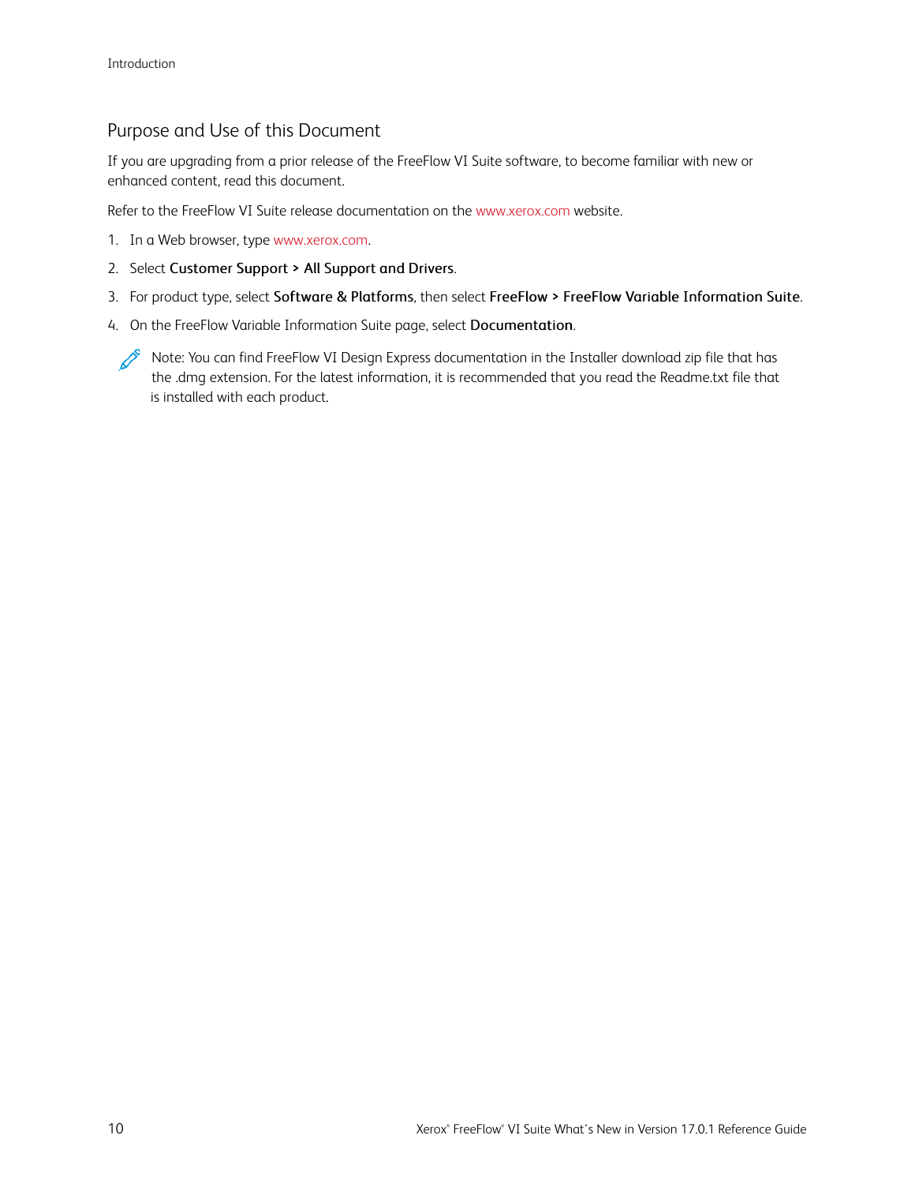## Purpose and Use of this Document

If you are upgrading from a prior release of the FreeFlow VI Suite software, to become familiar with new or enhanced content, read this document.

Refer to the FreeFlow VI Suite release documentation on the www.xerox.com website.

1. In a Web browser, type www.xerox.com.
2. Select **Customer Support > All Support and Drivers**.
3. For product type, select **Software & Platforms**, then select **FreeFlow > FreeFlow Variable Information Suite**.
4. On the FreeFlow Variable Information Suite page, select **Documentation**.

> Note: You can find FreeFlow VI Design Express documentation in the Installer download zip file that has the .dmg extension. For the latest information, it is recommended that you read the Readme.txt file that is installed with each product.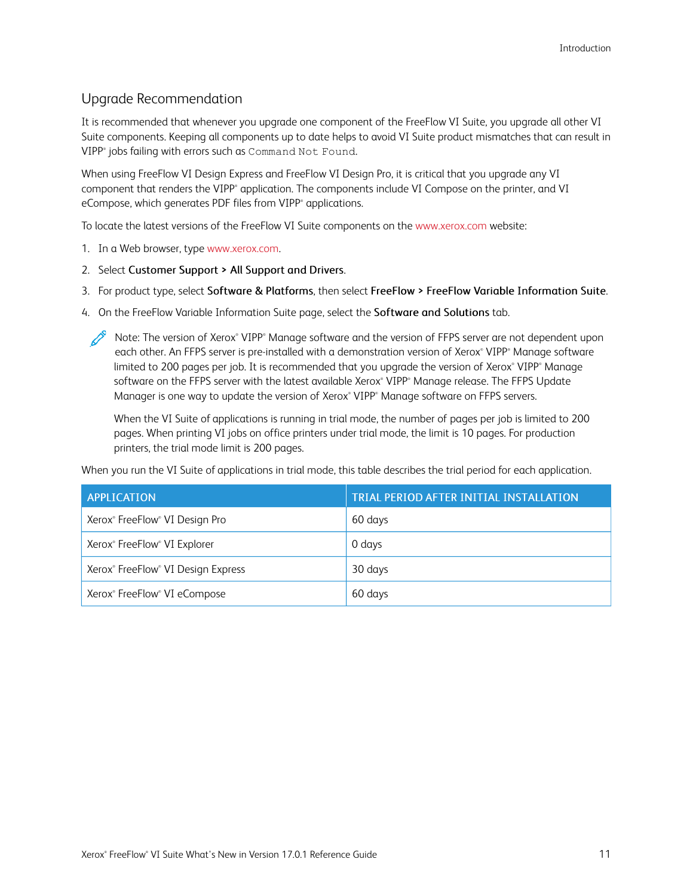## Upgrade Recommendation

It is recommended that whenever you upgrade one component of the FreeFlow VI Suite, you upgrade all other VI Suite components. Keeping all components up to date helps to avoid VI Suite product mismatches that can result in VIPP® jobs failing with errors such as `Command Not Found`.

When using FreeFlow VI Design Express and FreeFlow VI Design Pro, it is critical that you upgrade any VI component that renders the VIPP® application. The components include VI Compose on the printer, and VI eCompose, which generates PDF files from VIPP® applications.

To locate the latest versions of the FreeFlow VI Suite components on the www.xerox.com website:

1. In a Web browser, type www.xerox.com.
2. Select **Customer Support > All Support and Drivers**.
3. For product type, select **Software & Platforms**, then select **FreeFlow > FreeFlow Variable Information Suite**.
4. On the FreeFlow Variable Information Suite page, select the **Software and Solutions** tab.

> Note: The version of Xerox® VIPP® Manage software and the version of FFPS server are not dependent upon each other. An FFPS server is pre-installed with a demonstration version of Xerox® VIPP® Manage software limited to 200 pages per job. It is recommended that you upgrade the version of Xerox® VIPP® Manage software on the FFPS server with the latest available Xerox® VIPP® Manage release. The FFPS Update Manager is one way to update the version of Xerox® VIPP® Manage software on FFPS servers.
>
> When the VI Suite of applications is running in trial mode, the number of pages per job is limited to 200 pages. When printing VI jobs on office printers under trial mode, the limit is 10 pages. For production printers, the trial mode limit is 200 pages.

When you run the VI Suite of applications in trial mode, this table describes the trial period for each application.

| APPLICATION | TRIAL PERIOD AFTER INITIAL INSTALLATION |
| --- | --- |
| Xerox® FreeFlow® VI Design Pro | 60 days |
| Xerox® FreeFlow® VI Explorer | 0 days |
| Xerox® FreeFlow® VI Design Express | 30 days |
| Xerox® FreeFlow® VI eCompose | 60 days |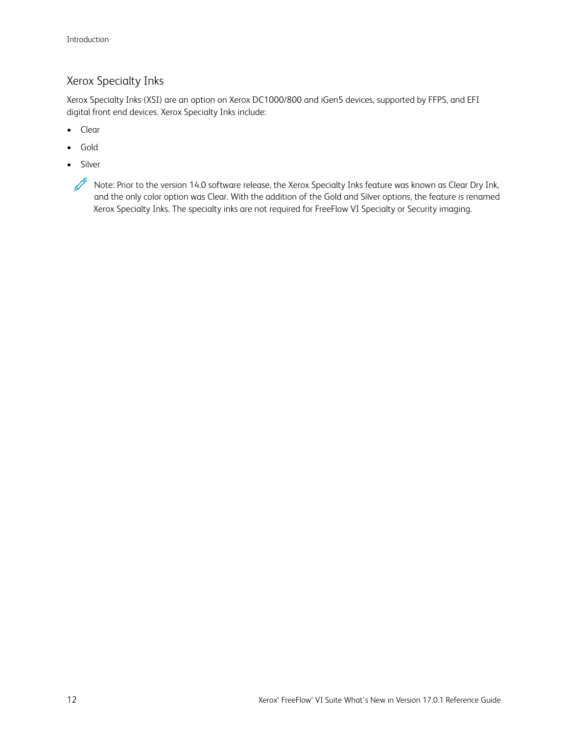## Xerox Specialty Inks

Xerox Specialty Inks (XSI) are an option on Xerox DC1000/800 and iGen5 devices, supported by FFPS, and EFI digital front end devices. Xerox Specialty Inks include:

- Clear
- Gold
- Silver

> Note: Prior to the version 14.0 software release, the Xerox Specialty Inks feature was known as Clear Dry Ink, and the only color option was Clear. With the addition of the Gold and Silver options, the feature is renamed Xerox Specialty Inks. The specialty inks are not required for FreeFlow VI Specialty or Security imaging.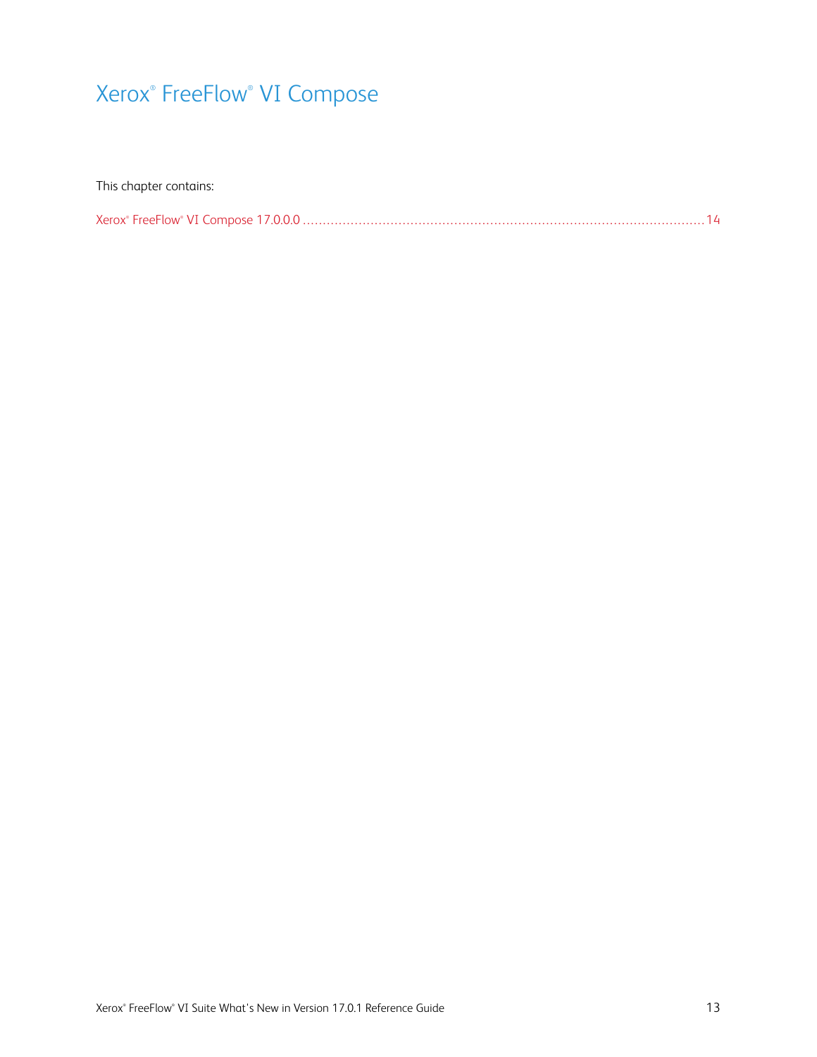# Xerox® FreeFlow® VI Compose

This chapter contains:

Xerox® FreeFlow® VI Compose 17.0.0.0 .......................................................................................... 14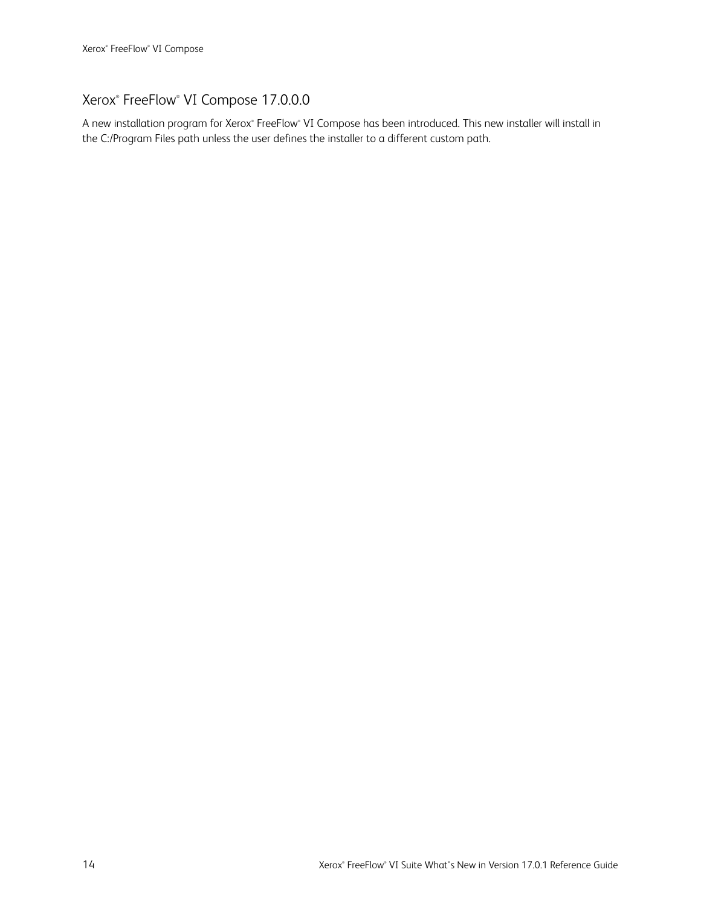## Xerox® FreeFlow® VI Compose 17.0.0.0

A new installation program for Xerox® FreeFlow® VI Compose has been introduced. This new installer will install in the C:/Program Files path unless the user defines the installer to a different custom path.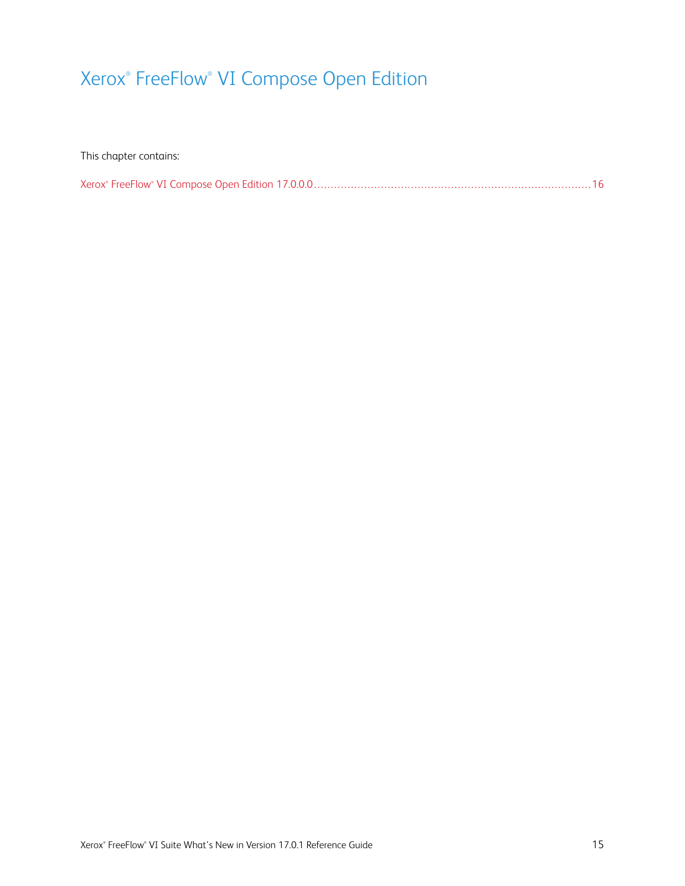# Xerox® FreeFlow® VI Compose Open Edition

This chapter contains:

Xerox® FreeFlow® VI Compose Open Edition 17.0.0.0 ........................................................................ 16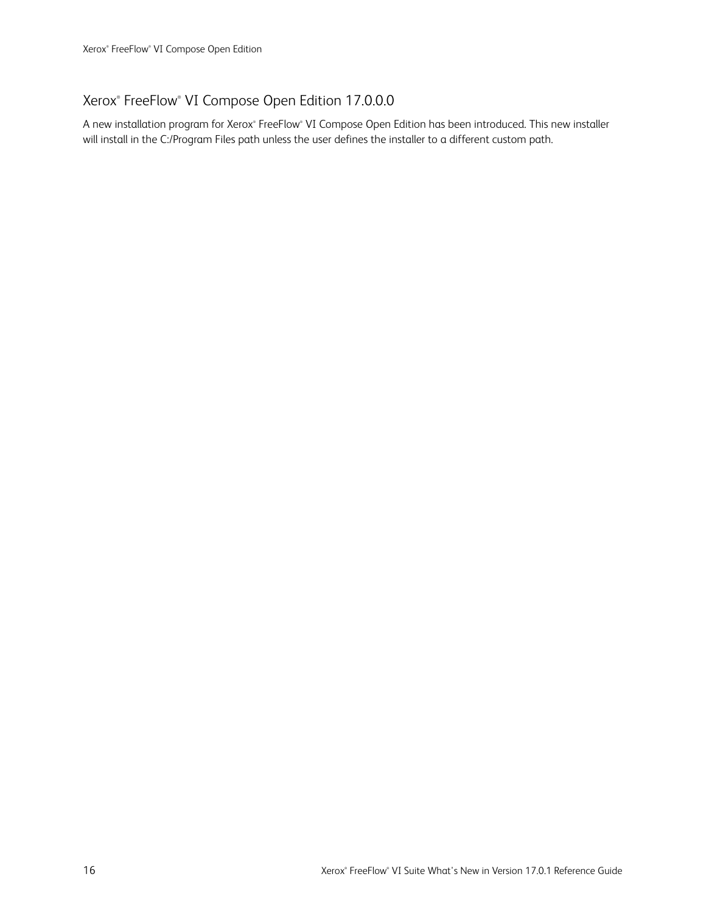## Xerox® FreeFlow® VI Compose Open Edition 17.0.0.0

A new installation program for Xerox® FreeFlow® VI Compose Open Edition has been introduced. This new installer will install in the C:/Program Files path unless the user defines the installer to a different custom path.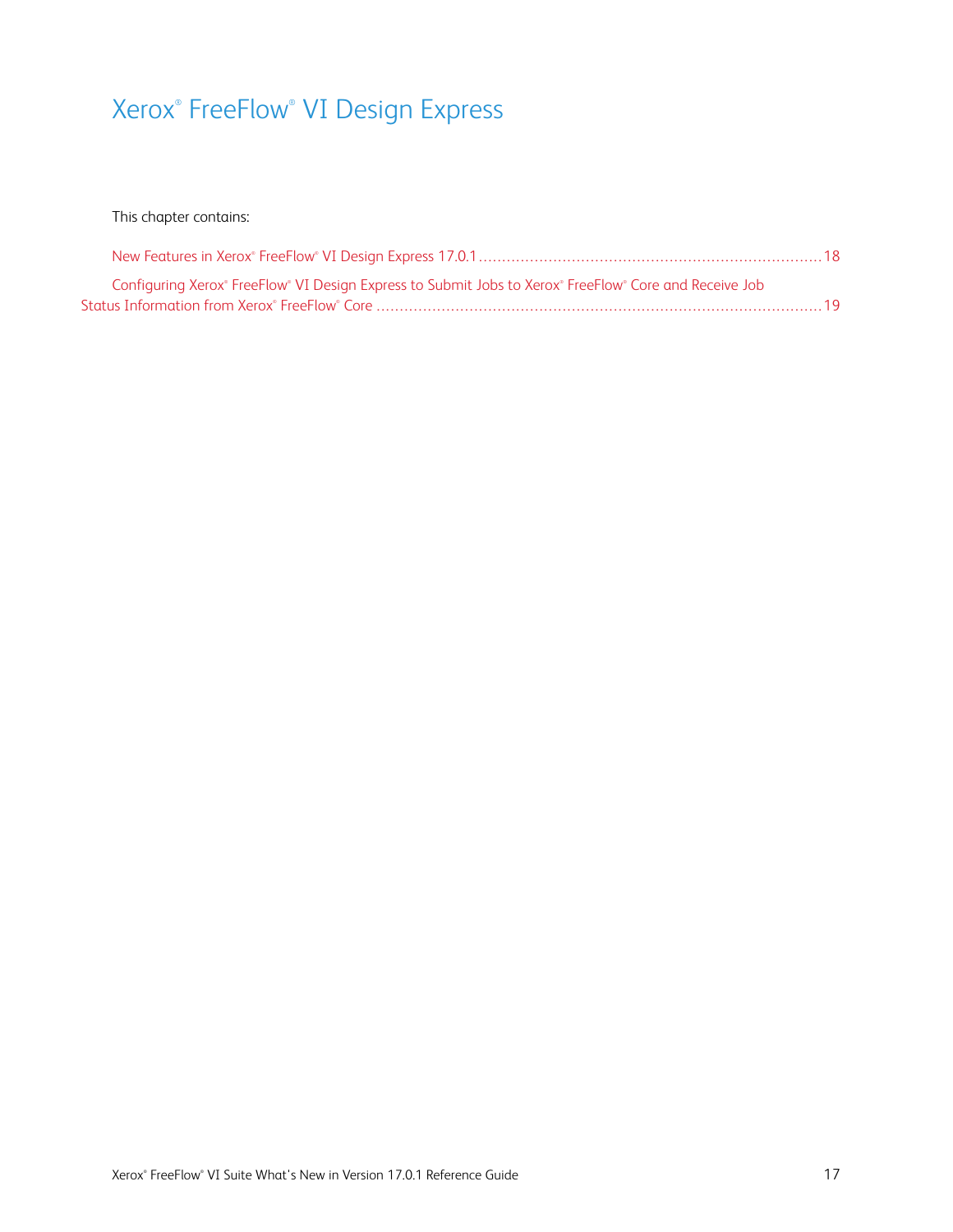# Xerox® FreeFlow® VI Design Express

This chapter contains:

- New Features in Xerox® FreeFlow® VI Design Express 17.0.1 ........................................ 18
- Configuring Xerox® FreeFlow® VI Design Express to Submit Jobs to Xerox® FreeFlow® Core and Receive Job Status Information from Xerox® FreeFlow® Core ........................................ 19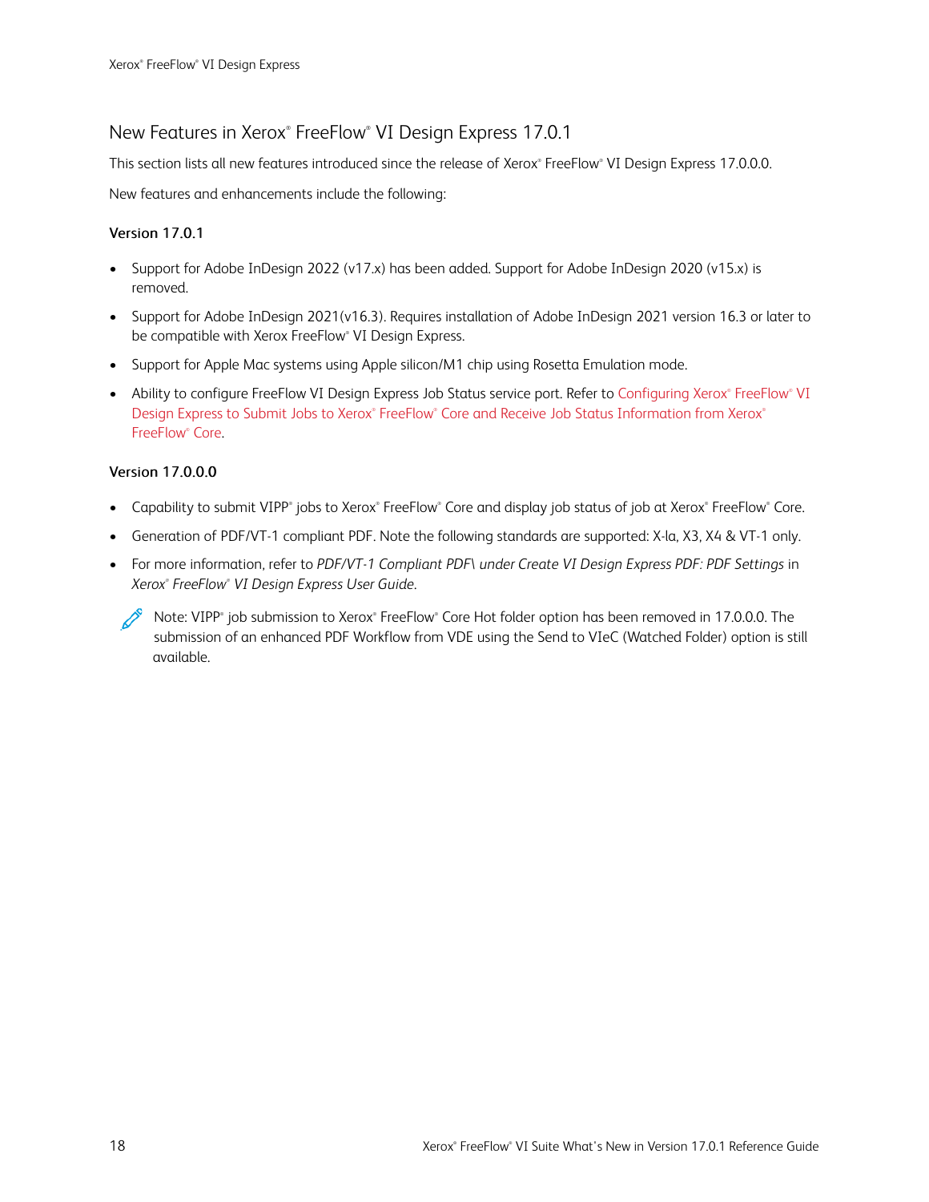## New Features in Xerox® FreeFlow® VI Design Express 17.0.1

This section lists all new features introduced since the release of Xerox® FreeFlow® VI Design Express 17.0.0.0.

New features and enhancements include the following:

**Version 17.0.1**

- Support for Adobe InDesign 2022 (v17.x) has been added. Support for Adobe InDesign 2020 (v15.x) is removed.
- Support for Adobe InDesign 2021(v16.3). Requires installation of Adobe InDesign 2021 version 16.3 or later to be compatible with Xerox FreeFlow® VI Design Express.
- Support for Apple Mac systems using Apple silicon/M1 chip using Rosetta Emulation mode.
- Ability to configure FreeFlow VI Design Express Job Status service port. Refer to Configuring Xerox® FreeFlow® VI Design Express to Submit Jobs to Xerox® FreeFlow® Core and Receive Job Status Information from Xerox® FreeFlow® Core.

**Version 17.0.0.0**

- Capability to submit VIPP® jobs to Xerox® FreeFlow® Core and display job status of job at Xerox® FreeFlow® Core.
- Generation of PDF/VT-1 compliant PDF. Note the following standards are supported: X-la, X3, X4 & VT-1 only.
- For more information, refer to *PDF/VT-1 Compliant PDF\ under Create VI Design Express PDF: PDF Settings* in *Xerox® FreeFlow® VI Design Express User Guide*.

Note: VIPP® job submission to Xerox® FreeFlow® Core Hot folder option has been removed in 17.0.0.0. The submission of an enhanced PDF Workflow from VDE using the Send to VIeC (Watched Folder) option is still available.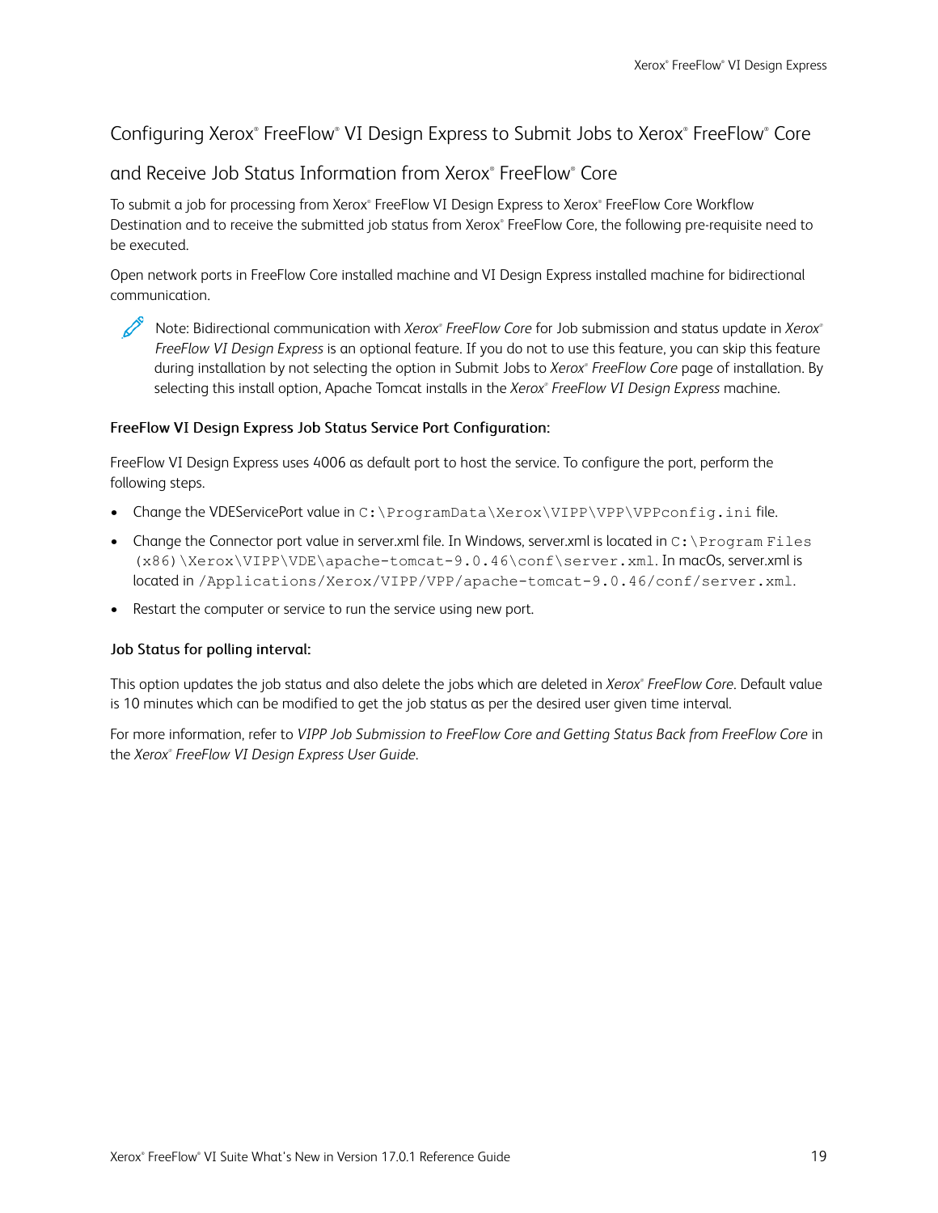## Configuring Xerox® FreeFlow® VI Design Express to Submit Jobs to Xerox® FreeFlow® Core and Receive Job Status Information from Xerox® FreeFlow® Core

To submit a job for processing from Xerox® FreeFlow VI Design Express to Xerox® FreeFlow Core Workflow Destination and to receive the submitted job status from Xerox® FreeFlow Core, the following pre-requisite need to be executed.

Open network ports in FreeFlow Core installed machine and VI Design Express installed machine for bidirectional communication.

> Note: Bidirectional communication with *Xerox® FreeFlow Core* for Job submission and status update in *Xerox® FreeFlow VI Design Express* is an optional feature. If you do not to use this feature, you can skip this feature during installation by not selecting the option in Submit Jobs to *Xerox® FreeFlow Core* page of installation. By selecting this install option, Apache Tomcat installs in the *Xerox® FreeFlow VI Design Express* machine.

#### FreeFlow VI Design Express Job Status Service Port Configuration:

FreeFlow VI Design Express uses 4006 as default port to host the service. To configure the port, perform the following steps.

- Change the VDEServicePort value in `C:\ProgramData\Xerox\VIPP\VPP\VPPconfig.ini` file.
- Change the Connector port value in server.xml file. In Windows, server.xml is located in `C:\Program Files (x86)\Xerox\VIPP\VDE\apache-tomcat-9.0.46\conf\server.xml`. In macOs, server.xml is located in `/Applications/Xerox/VIPP/VPP/apache-tomcat-9.0.46/conf/server.xml`.
- Restart the computer or service to run the service using new port.

#### Job Status for polling interval:

This option updates the job status and also delete the jobs which are deleted in *Xerox® FreeFlow Core*. Default value is 10 minutes which can be modified to get the job status as per the desired user given time interval.

For more information, refer to *VIPP Job Submission to FreeFlow Core and Getting Status Back from FreeFlow Core* in the *Xerox® FreeFlow VI Design Express User Guide*.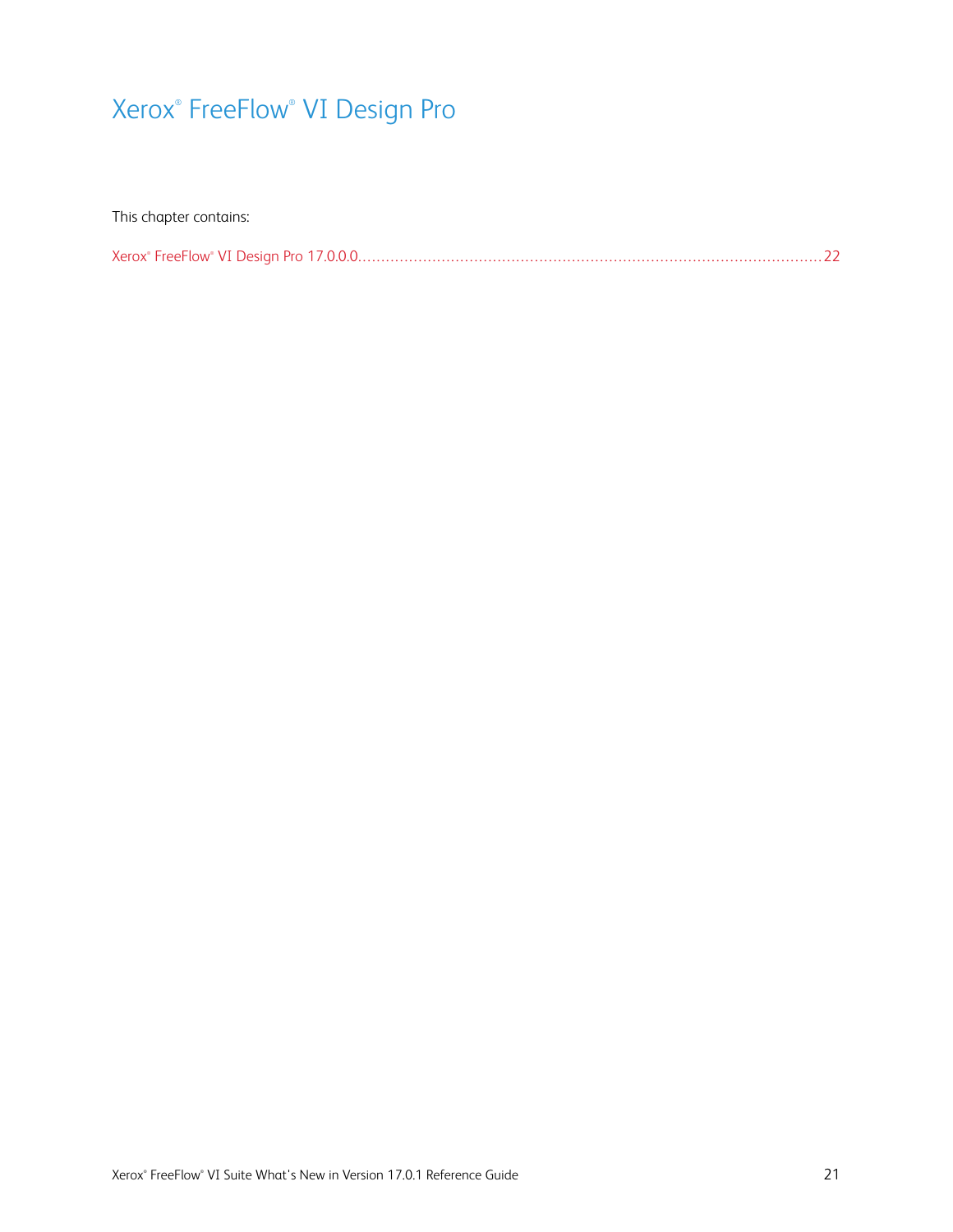# Xerox® FreeFlow® VI Design Pro

This chapter contains:

Xerox® FreeFlow® VI Design Pro 17.0.0.0 .......................................................................................... 22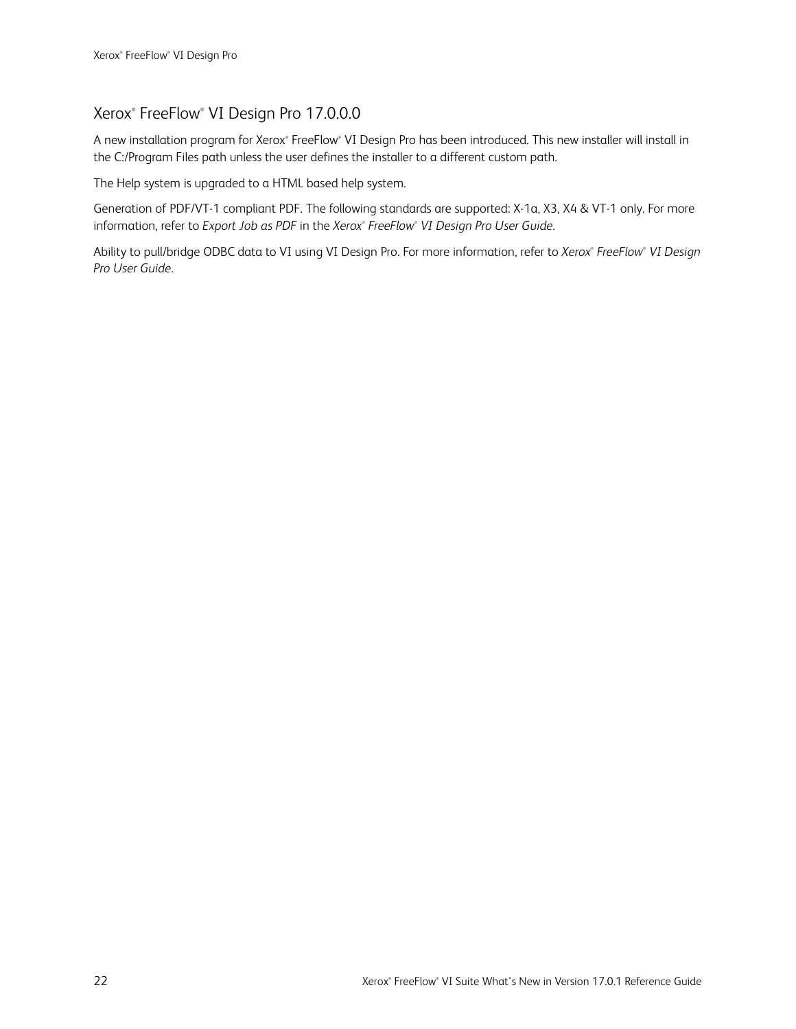## Xerox® FreeFlow® VI Design Pro 17.0.0.0

A new installation program for Xerox® FreeFlow® VI Design Pro has been introduced. This new installer will install in the C:/Program Files path unless the user defines the installer to a different custom path.

The Help system is upgraded to a HTML based help system.

Generation of PDF/VT-1 compliant PDF. The following standards are supported: X-1a, X3, X4 & VT-1 only. For more information, refer to *Export Job as PDF* in the *Xerox® FreeFlow® VI Design Pro User Guide*.

Ability to pull/bridge ODBC data to VI using VI Design Pro. For more information, refer to *Xerox® FreeFlow® VI Design Pro User Guide*.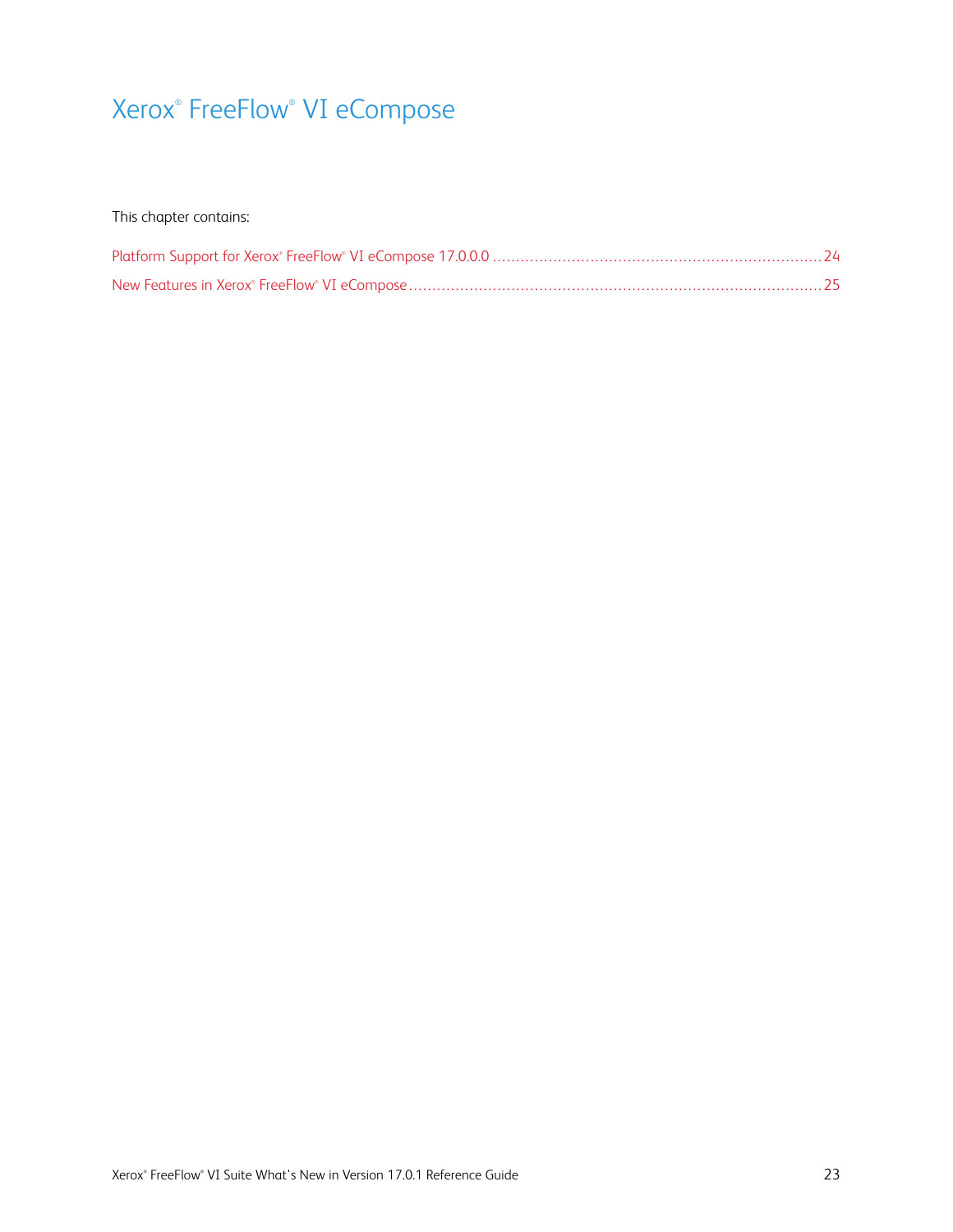# Xerox® FreeFlow® VI eCompose

This chapter contains:

- Platform Support for Xerox® FreeFlow® VI eCompose 17.0.0.0 ........................................ 24
- New Features in Xerox® FreeFlow® VI eCompose ........................................................ 25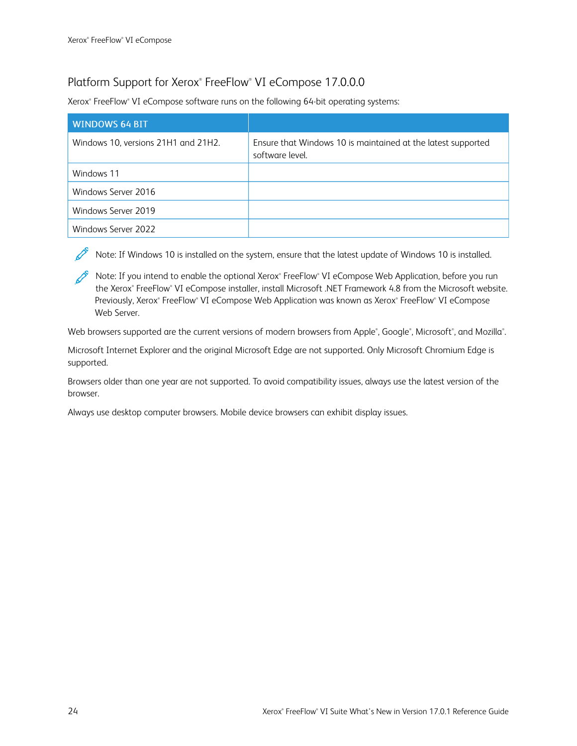## Platform Support for Xerox® FreeFlow® VI eCompose 17.0.0.0

Xerox® FreeFlow® VI eCompose software runs on the following 64-bit operating systems:

| WINDOWS 64 BIT | |
|---|---|
| Windows 10, versions 21H1 and 21H2. | Ensure that Windows 10 is maintained at the latest supported software level. |
| Windows 11 | |
| Windows Server 2016 | |
| Windows Server 2019 | |
| Windows Server 2022 | |

Note: If Windows 10 is installed on the system, ensure that the latest update of Windows 10 is installed.

Note: If you intend to enable the optional Xerox® FreeFlow® VI eCompose Web Application, before you run the Xerox® FreeFlow® VI eCompose installer, install Microsoft .NET Framework 4.8 from the Microsoft website. Previously, Xerox® FreeFlow® VI eCompose Web Application was known as Xerox® FreeFlow® VI eCompose Web Server.

Web browsers supported are the current versions of modern browsers from Apple®, Google®, Microsoft®, and Mozilla®.

Microsoft Internet Explorer and the original Microsoft Edge are not supported. Only Microsoft Chromium Edge is supported.

Browsers older than one year are not supported. To avoid compatibility issues, always use the latest version of the browser.

Always use desktop computer browsers. Mobile device browsers can exhibit display issues.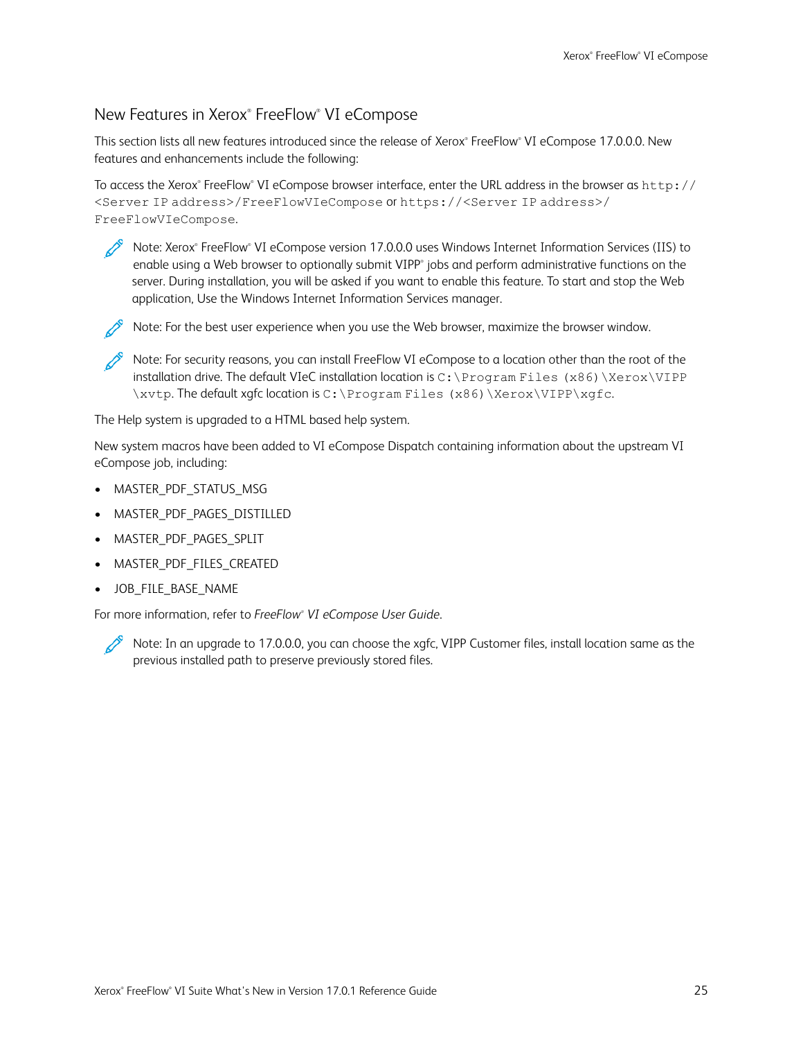## New Features in Xerox® FreeFlow® VI eCompose

This section lists all new features introduced since the release of Xerox® FreeFlow® VI eCompose 17.0.0.0. New features and enhancements include the following:

To access the Xerox® FreeFlow® VI eCompose browser interface, enter the URL address in the browser as `http://<Server IP address>/FreeFlowVIeCompose` or `https://<Server IP address>/FreeFlowVIeCompose`.

> Note: Xerox® FreeFlow® VI eCompose version 17.0.0.0 uses Windows Internet Information Services (IIS) to enable using a Web browser to optionally submit VIPP® jobs and perform administrative functions on the server. During installation, you will be asked if you want to enable this feature. To start and stop the Web application, Use the Windows Internet Information Services manager.

> Note: For the best user experience when you use the Web browser, maximize the browser window.

> Note: For security reasons, you can install FreeFlow VI eCompose to a location other than the root of the installation drive. The default VIeC installation location is `C:\Program Files (x86)\Xerox\VIPP\xvtp`. The default xgfc location is `C:\Program Files (x86)\Xerox\VIPP\xgfc`.

The Help system is upgraded to a HTML based help system.

New system macros have been added to VI eCompose Dispatch containing information about the upstream VI eCompose job, including:

- MASTER_PDF_STATUS_MSG
- MASTER_PDF_PAGES_DISTILLED
- MASTER_PDF_PAGES_SPLIT
- MASTER_PDF_FILES_CREATED
- JOB_FILE_BASE_NAME

For more information, refer to *FreeFlow® VI eCompose User Guide*.

> Note: In an upgrade to 17.0.0.0, you can choose the xgfc, VIPP Customer files, install location same as the previous installed path to preserve previously stored files.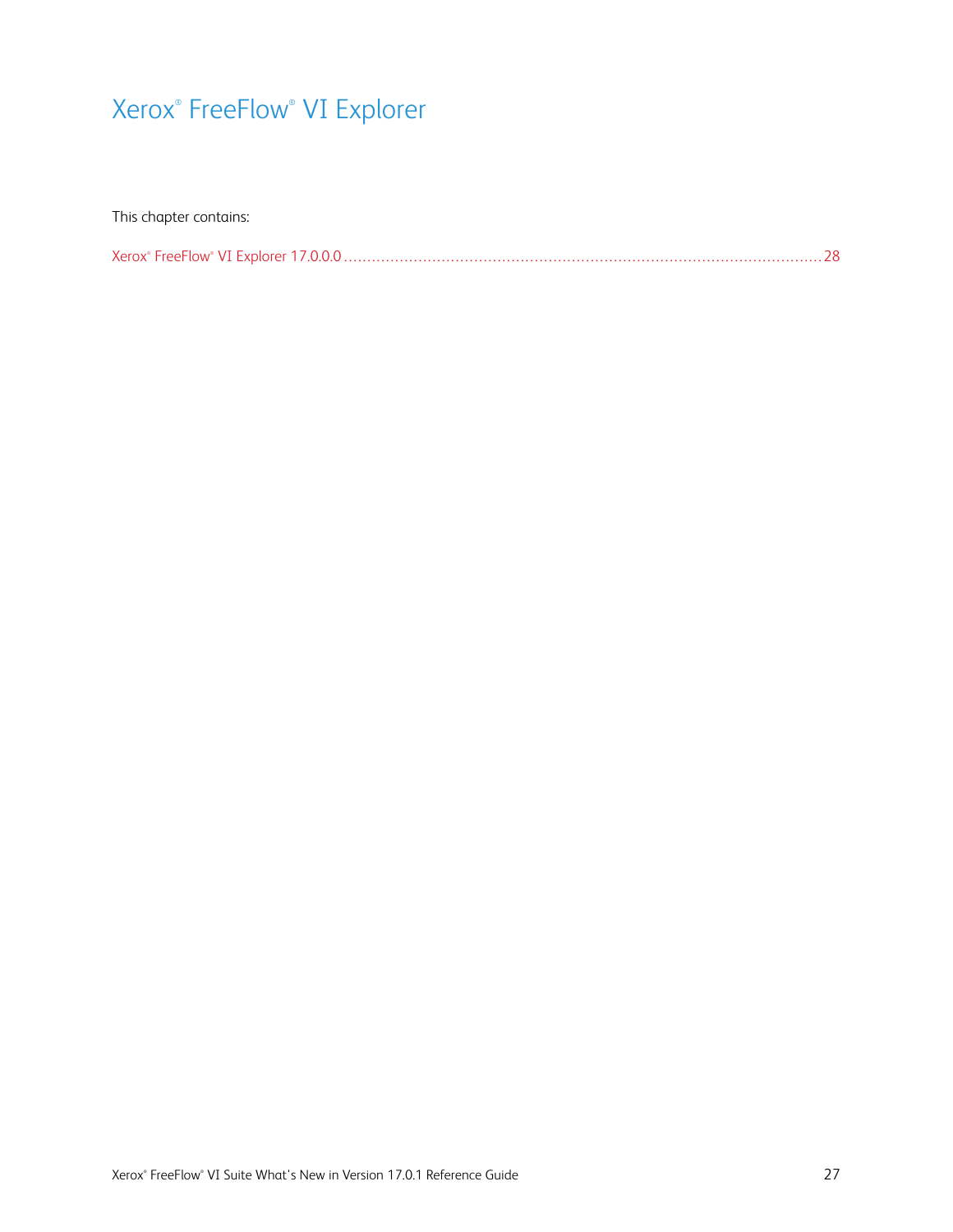# Xerox® FreeFlow® VI Explorer

This chapter contains:

Xerox® FreeFlow® VI Explorer 17.0.0.0 ........................................................................................................ 28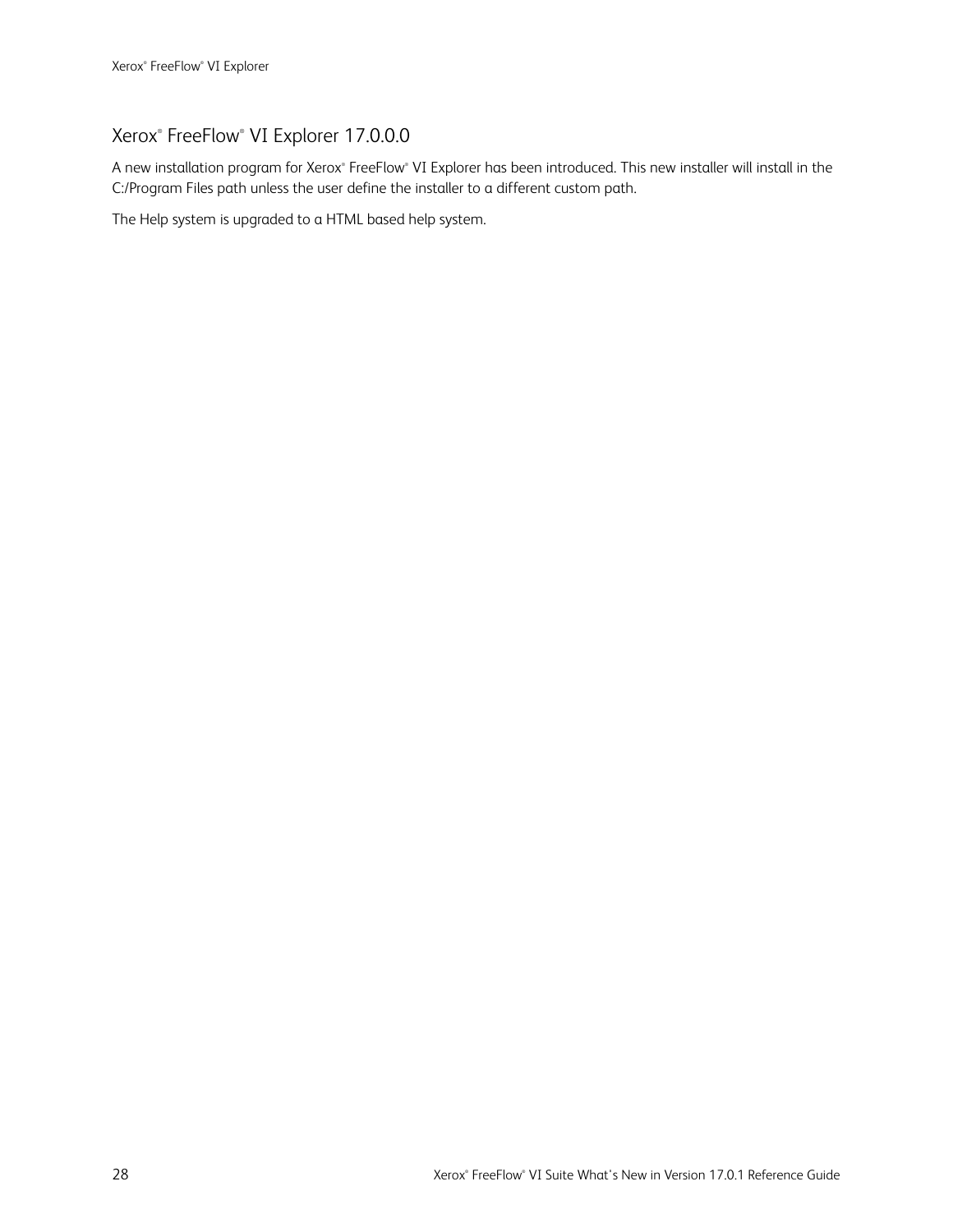## Xerox® FreeFlow® VI Explorer 17.0.0.0

A new installation program for Xerox® FreeFlow® VI Explorer has been introduced. This new installer will install in the C:/Program Files path unless the user define the installer to a different custom path.

The Help system is upgraded to a HTML based help system.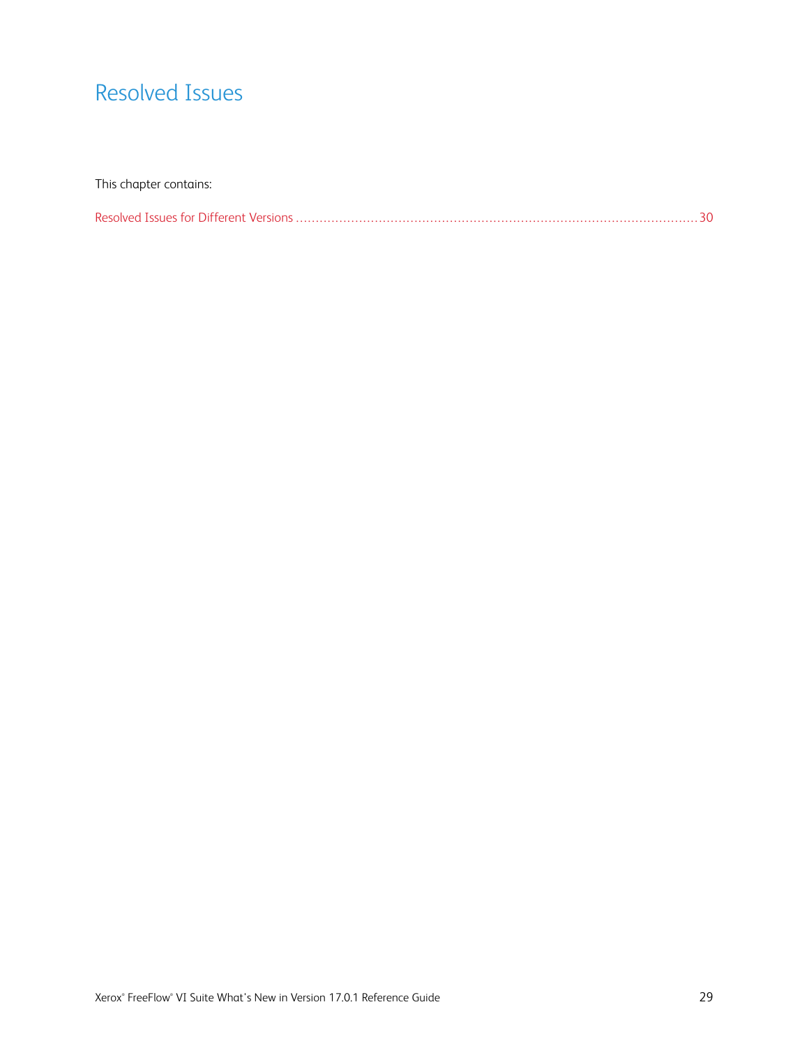# Resolved Issues

This chapter contains:

Resolved Issues for Different Versions .......................................................................................................30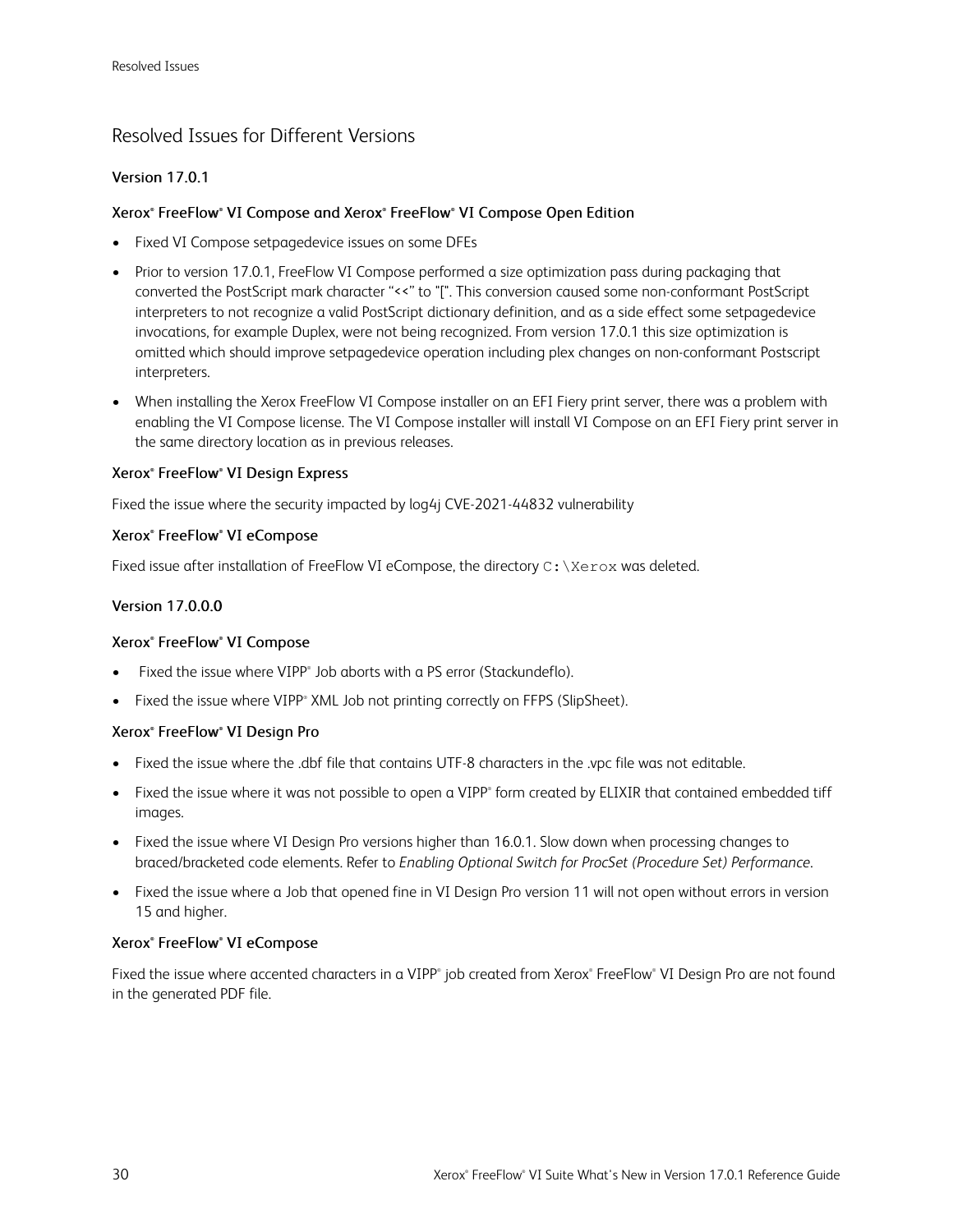## Resolved Issues for Different Versions

### Version 17.0.1

#### Xerox® FreeFlow® VI Compose and Xerox® FreeFlow® VI Compose Open Edition

- Fixed VI Compose setpagedevice issues on some DFEs
- Prior to version 17.0.1, FreeFlow VI Compose performed a size optimization pass during packaging that converted the PostScript mark character "<<" to "[". This conversion caused some non-conformant PostScript interpreters to not recognize a valid PostScript dictionary definition, and as a side effect some setpagedevice invocations, for example Duplex, were not being recognized. From version 17.0.1 this size optimization is omitted which should improve setpagedevice operation including plex changes on non-conformant Postscript interpreters.
- When installing the Xerox FreeFlow VI Compose installer on an EFI Fiery print server, there was a problem with enabling the VI Compose license. The VI Compose installer will install VI Compose on an EFI Fiery print server in the same directory location as in previous releases.

#### Xerox® FreeFlow® VI Design Express

Fixed the issue where the security impacted by log4j CVE-2021-44832 vulnerability

#### Xerox® FreeFlow® VI eCompose

Fixed issue after installation of FreeFlow VI eCompose, the directory `C:\Xerox` was deleted.

### Version 17.0.0.0

#### Xerox® FreeFlow® VI Compose

- Fixed the issue where VIPP® Job aborts with a PS error (Stackundeflo).
- Fixed the issue where VIPP® XML Job not printing correctly on FFPS (SlipSheet).

#### Xerox® FreeFlow® VI Design Pro

- Fixed the issue where the .dbf file that contains UTF-8 characters in the .vpc file was not editable.
- Fixed the issue where it was not possible to open a VIPP® form created by ELIXIR that contained embedded tiff images.
- Fixed the issue where VI Design Pro versions higher than 16.0.1. Slow down when processing changes to braced/bracketed code elements. Refer to *Enabling Optional Switch for ProcSet (Procedure Set) Performance*.
- Fixed the issue where a Job that opened fine in VI Design Pro version 11 will not open without errors in version 15 and higher.

#### Xerox® FreeFlow® VI eCompose

Fixed the issue where accented characters in a VIPP® job created from Xerox® FreeFlow® VI Design Pro are not found in the generated PDF file.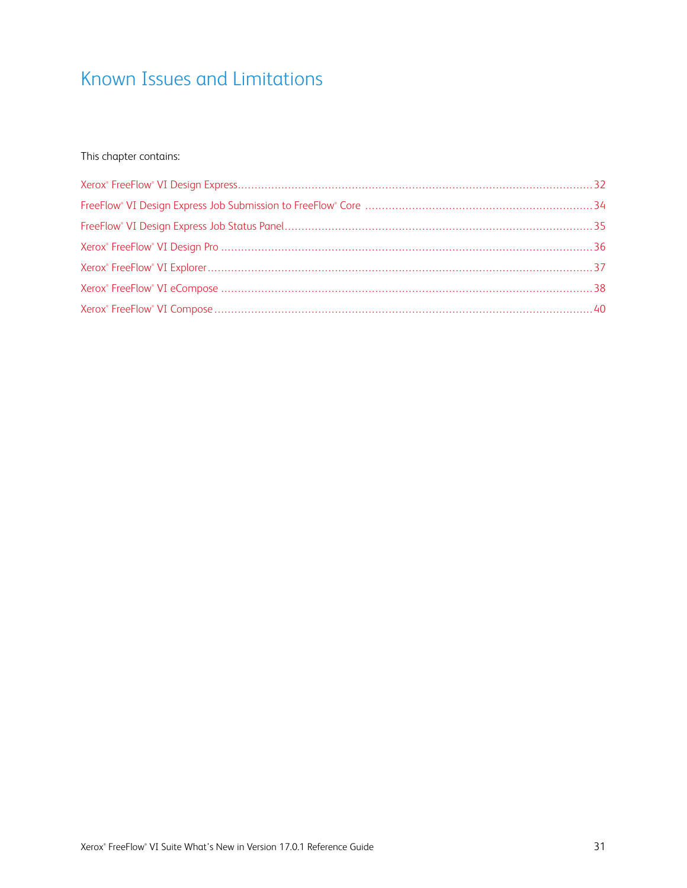# Known Issues and Limitations

This chapter contains:

- Xerox® FreeFlow® VI Design Express ........................................................ 32
- FreeFlow® VI Design Express Job Submission to FreeFlow® Core ........................................................ 34
- FreeFlow® VI Design Express Job Status Panel ........................................................ 35
- Xerox® FreeFlow® VI Design Pro ........................................................ 36
- Xerox® FreeFlow® VI Explorer ........................................................ 37
- Xerox® FreeFlow® VI eCompose ........................................................ 38
- Xerox® FreeFlow® VI Compose ........................................................ 40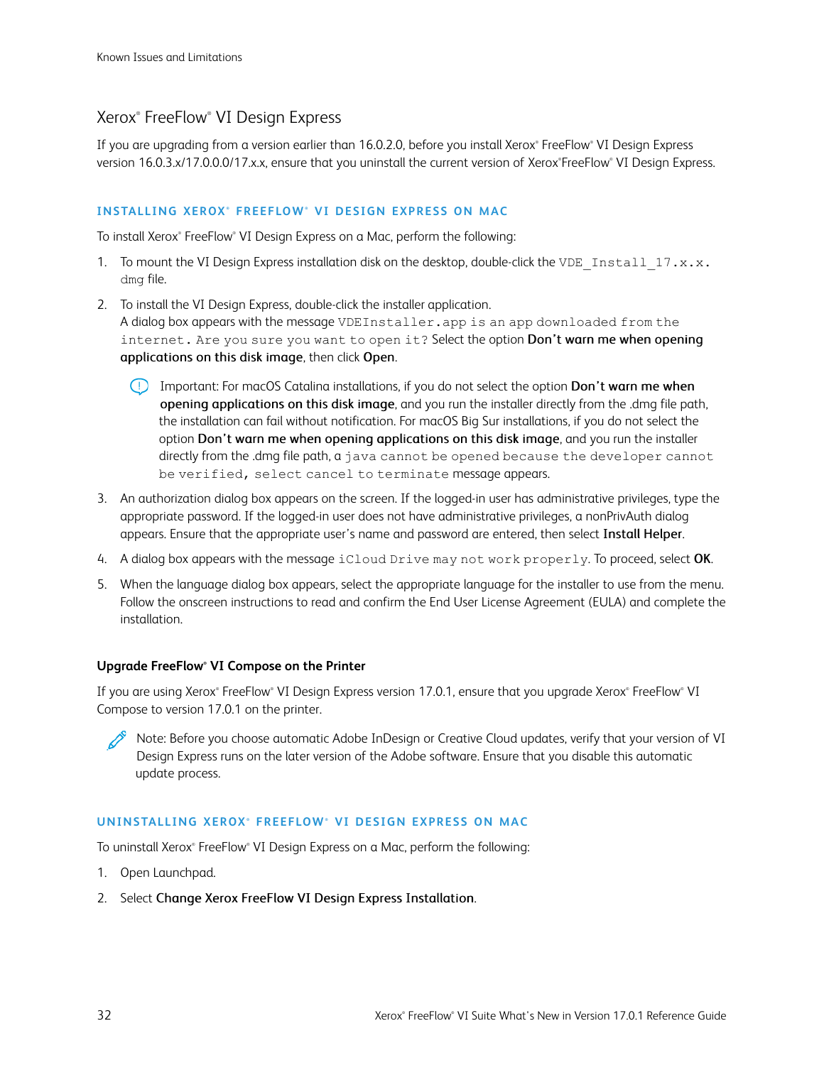## Xerox® FreeFlow® VI Design Express

If you are upgrading from a version earlier than 16.0.2.0, before you install Xerox® FreeFlow® VI Design Express version 16.0.3.x/17.0.0.0/17.x.x, ensure that you uninstall the current version of Xerox®FreeFlow® VI Design Express.

### INSTALLING XEROX® FREEFLOW® VI DESIGN EXPRESS ON MAC

To install Xerox® FreeFlow® VI Design Express on a Mac, perform the following:

1. To mount the VI Design Express installation disk on the desktop, double-click the `VDE_Install_17.x.x.dmg` file.
2. To install the VI Design Express, double-click the installer application.
   A dialog box appears with the message `VDEInstaller.app is an app downloaded from the internet. Are you sure you want to open it?` Select the option **Don't warn me when opening applications on this disk image**, then click **Open**.

   > Important: For macOS Catalina installations, if you do not select the option **Don't warn me when opening applications on this disk image**, and you run the installer directly from the .dmg file path, the installation can fail without notification. For macOS Big Sur installations, if you do not select the option **Don't warn me when opening applications on this disk image**, and you run the installer directly from the .dmg file path, a `java cannot be opened because the developer cannot be verified, select cancel to terminate` message appears.

3. An authorization dialog box appears on the screen. If the logged-in user has administrative privileges, type the appropriate password. If the logged-in user does not have administrative privileges, a nonPrivAuth dialog appears. Ensure that the appropriate user's name and password are entered, then select **Install Helper**.
4. A dialog box appears with the message `iCloud Drive may not work properly`. To proceed, select **OK**.
5. When the language dialog box appears, select the appropriate language for the installer to use from the menu. Follow the onscreen instructions to read and confirm the End User License Agreement (EULA) and complete the installation.

#### Upgrade FreeFlow® VI Compose on the Printer

If you are using Xerox® FreeFlow® VI Design Express version 17.0.1, ensure that you upgrade Xerox® FreeFlow® VI Compose to version 17.0.1 on the printer.

> Note: Before you choose automatic Adobe InDesign or Creative Cloud updates, verify that your version of VI Design Express runs on the later version of the Adobe software. Ensure that you disable this automatic update process.

### UNINSTALLING XEROX® FREEFLOW® VI DESIGN EXPRESS ON MAC

To uninstall Xerox® FreeFlow® VI Design Express on a Mac, perform the following:

1. Open Launchpad.
2. Select **Change Xerox FreeFlow VI Design Express Installation**.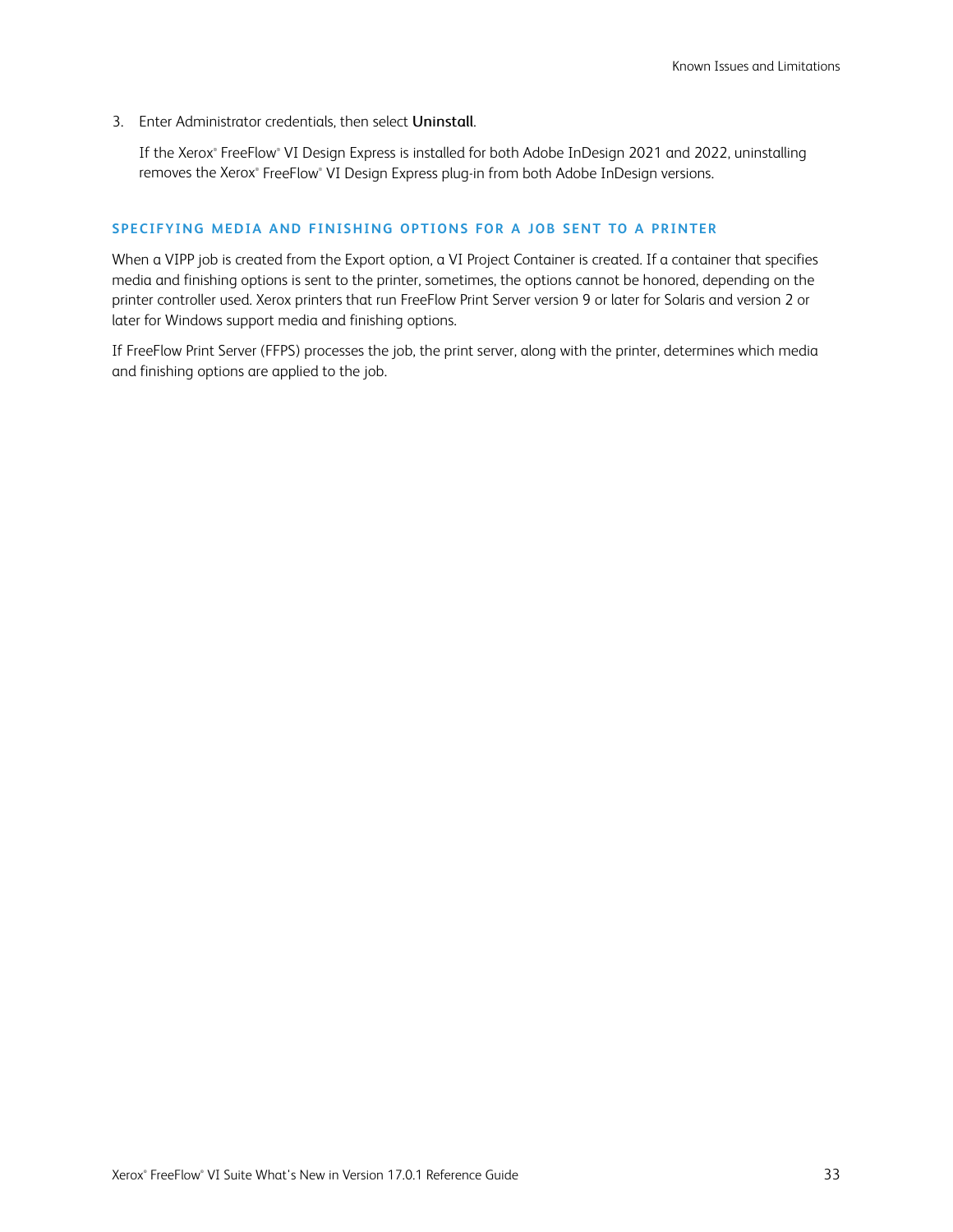3. Enter Administrator credentials, then select **Uninstall**.

   If the Xerox® FreeFlow® VI Design Express is installed for both Adobe InDesign 2021 and 2022, uninstalling removes the Xerox® FreeFlow® VI Design Express plug-in from both Adobe InDesign versions.

### SPECIFYING MEDIA AND FINISHING OPTIONS FOR A JOB SENT TO A PRINTER

When a VIPP job is created from the Export option, a VI Project Container is created. If a container that specifies media and finishing options is sent to the printer, sometimes, the options cannot be honored, depending on the printer controller used. Xerox printers that run FreeFlow Print Server version 9 or later for Solaris and version 2 or later for Windows support media and finishing options.

If FreeFlow Print Server (FFPS) processes the job, the print server, along with the printer, determines which media and finishing options are applied to the job.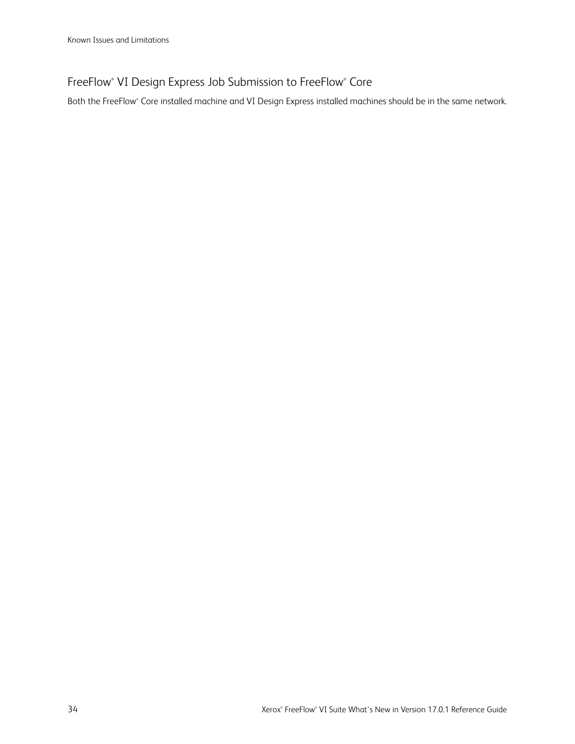## FreeFlow® VI Design Express Job Submission to FreeFlow® Core

Both the FreeFlow® Core installed machine and VI Design Express installed machines should be in the same network.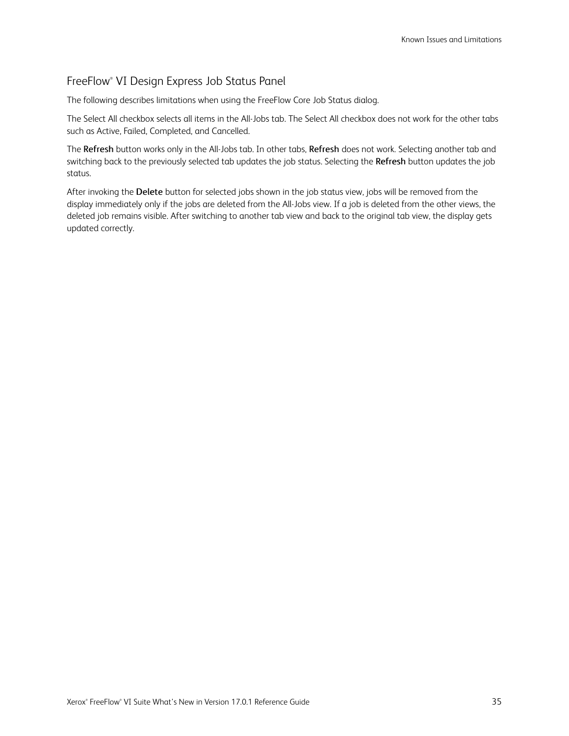## FreeFlow® VI Design Express Job Status Panel

The following describes limitations when using the FreeFlow Core Job Status dialog.

The Select All checkbox selects all items in the All-Jobs tab. The Select All checkbox does not work for the other tabs such as Active, Failed, Completed, and Cancelled.

The **Refresh** button works only in the All-Jobs tab. In other tabs, **Refresh** does not work. Selecting another tab and switching back to the previously selected tab updates the job status. Selecting the **Refresh** button updates the job status.

After invoking the **Delete** button for selected jobs shown in the job status view, jobs will be removed from the display immediately only if the jobs are deleted from the All-Jobs view. If a job is deleted from the other views, the deleted job remains visible. After switching to another tab view and back to the original tab view, the display gets updated correctly.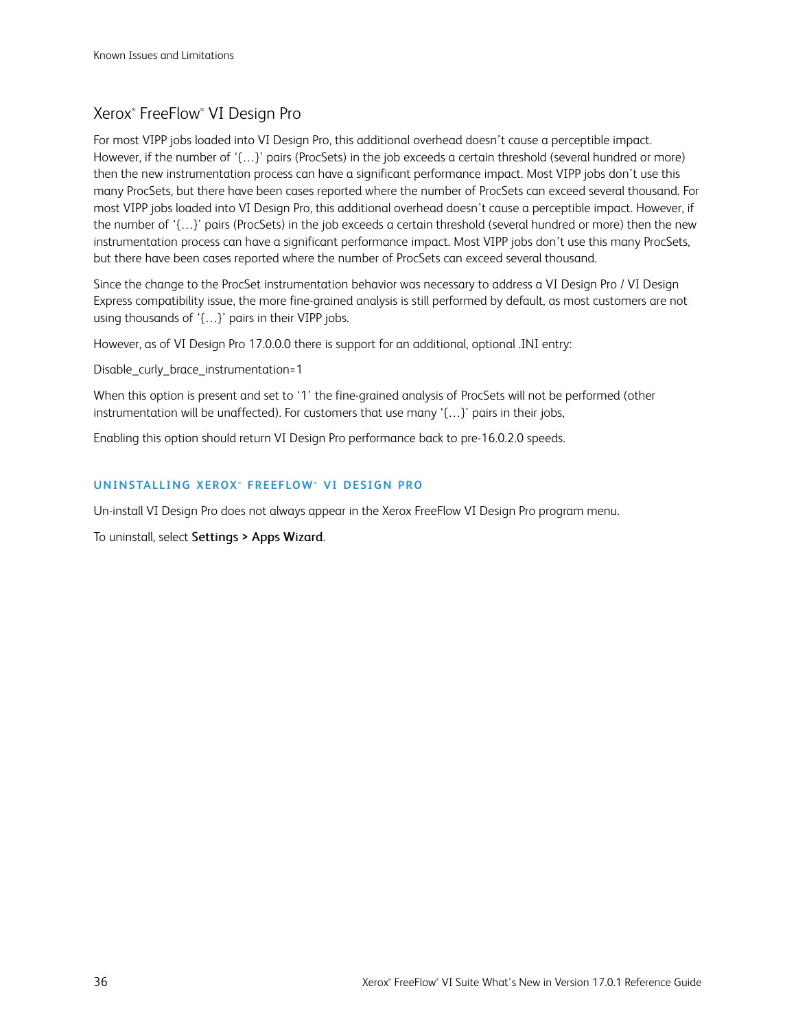## Xerox® FreeFlow® VI Design Pro

For most VIPP jobs loaded into VI Design Pro, this additional overhead doesn't cause a perceptible impact. However, if the number of '{…}' pairs (ProcSets) in the job exceeds a certain threshold (several hundred or more) then the new instrumentation process can have a significant performance impact. Most VIPP jobs don't use this many ProcSets, but there have been cases reported where the number of ProcSets can exceed several thousand. For most VIPP jobs loaded into VI Design Pro, this additional overhead doesn't cause a perceptible impact. However, if the number of '{…}' pairs (ProcSets) in the job exceeds a certain threshold (several hundred or more) then the new instrumentation process can have a significant performance impact. Most VIPP jobs don't use this many ProcSets, but there have been cases reported where the number of ProcSets can exceed several thousand.

Since the change to the ProcSet instrumentation behavior was necessary to address a VI Design Pro / VI Design Express compatibility issue, the more fine-grained analysis is still performed by default, as most customers are not using thousands of '{…}' pairs in their VIPP jobs.

However, as of VI Design Pro 17.0.0.0 there is support for an additional, optional .INI entry:

Disable_curly_brace_instrumentation=1

When this option is present and set to '1' the fine-grained analysis of ProcSets will not be performed (other instrumentation will be unaffected). For customers that use many '{…}' pairs in their jobs,

Enabling this option should return VI Design Pro performance back to pre-16.0.2.0 speeds.

### UNINSTALLING XEROX® FREEFLOW® VI DESIGN PRO

Un-install VI Design Pro does not always appear in the Xerox FreeFlow VI Design Pro program menu.

To uninstall, select **Settings > Apps Wizard**.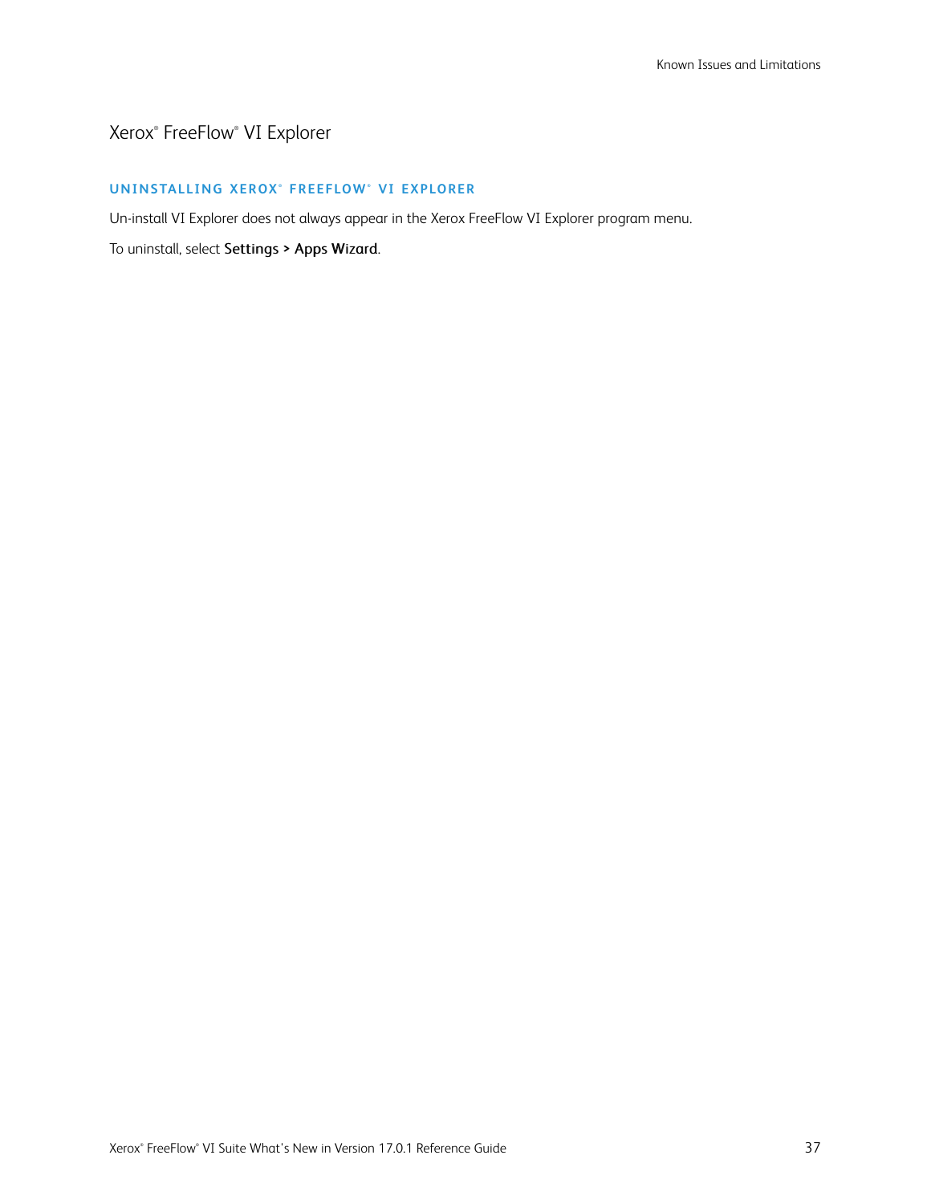## Xerox® FreeFlow® VI Explorer

### UNINSTALLING XEROX® FREEFLOW® VI EXPLORER

Un-install VI Explorer does not always appear in the Xerox FreeFlow VI Explorer program menu.

To uninstall, select **Settings > Apps Wizard**.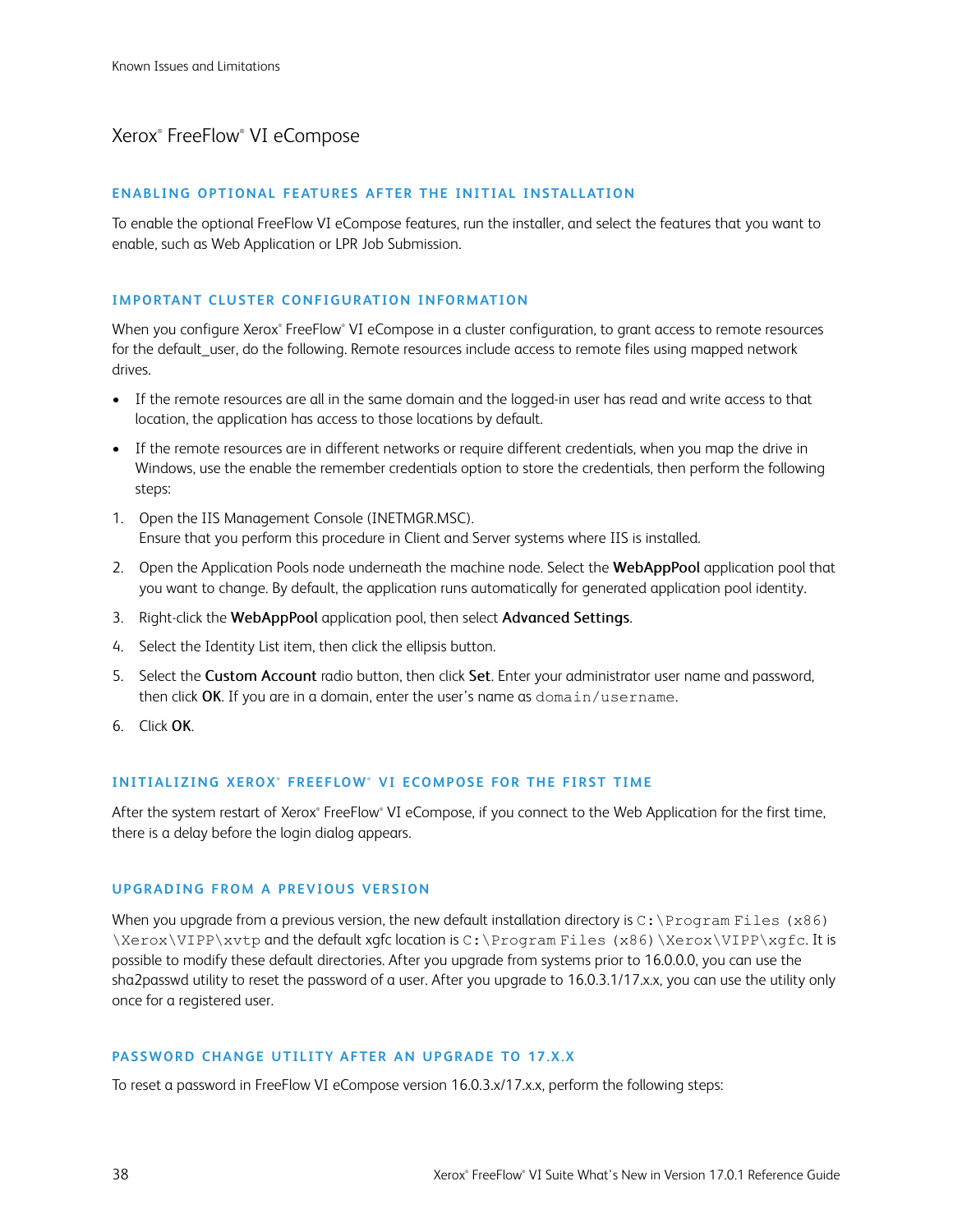## Xerox® FreeFlow® VI eCompose

### ENABLING OPTIONAL FEATURES AFTER THE INITIAL INSTALLATION

To enable the optional FreeFlow VI eCompose features, run the installer, and select the features that you want to enable, such as Web Application or LPR Job Submission.

### IMPORTANT CLUSTER CONFIGURATION INFORMATION

When you configure Xerox® FreeFlow® VI eCompose in a cluster configuration, to grant access to remote resources for the default_user, do the following. Remote resources include access to remote files using mapped network drives.

- If the remote resources are all in the same domain and the logged-in user has read and write access to that location, the application has access to those locations by default.
- If the remote resources are in different networks or require different credentials, when you map the drive in Windows, use the enable the remember credentials option to store the credentials, then perform the following steps:

1. Open the IIS Management Console (INETMGR.MSC).
   Ensure that you perform this procedure in Client and Server systems where IIS is installed.
2. Open the Application Pools node underneath the machine node. Select the **WebAppPool** application pool that you want to change. By default, the application runs automatically for generated application pool identity.
3. Right-click the **WebAppPool** application pool, then select **Advanced Settings**.
4. Select the Identity List item, then click the ellipsis button.
5. Select the **Custom Account** radio button, then click **Set**. Enter your administrator user name and password, then click **OK**. If you are in a domain, enter the user's name as `domain/username`.
6. Click **OK**.

### INITIALIZING XEROX® FREEFLOW® VI ECOMPOSE FOR THE FIRST TIME

After the system restart of Xerox® FreeFlow® VI eCompose, if you connect to the Web Application for the first time, there is a delay before the login dialog appears.

### UPGRADING FROM A PREVIOUS VERSION

When you upgrade from a previous version, the new default installation directory is `C:\Program Files (x86)\Xerox\VIPP\xvtp` and the default xgfc location is `C:\Program Files (x86)\Xerox\VIPP\xgfc`. It is possible to modify these default directories. After you upgrade from systems prior to 16.0.0.0, you can use the sha2passwd utility to reset the password of a user. After you upgrade to 16.0.3.1/17.x.x, you can use the utility only once for a registered user.

### PASSWORD CHANGE UTILITY AFTER AN UPGRADE TO 17.X.X

To reset a password in FreeFlow VI eCompose version 16.0.3.x/17.x.x, perform the following steps: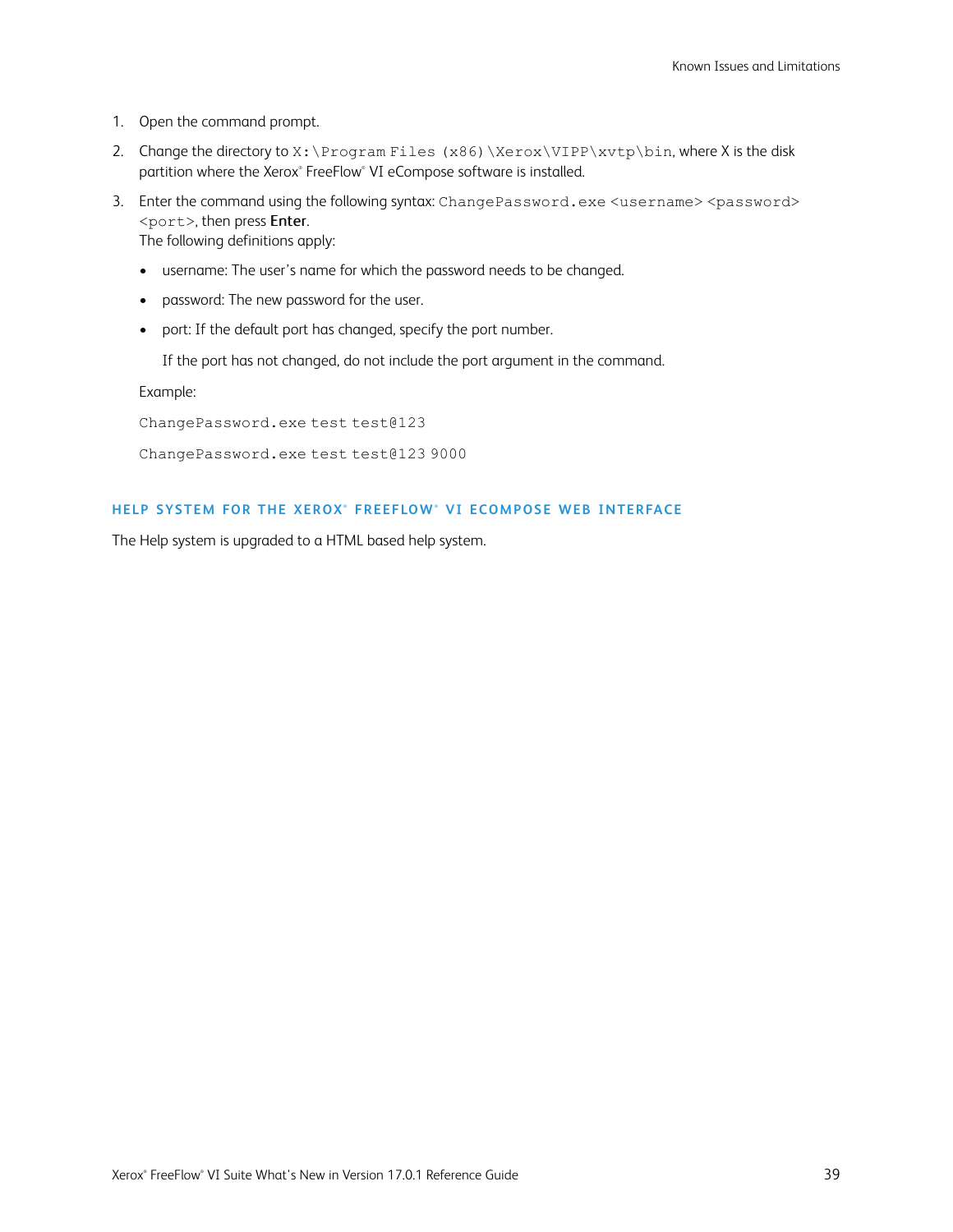1. Open the command prompt.
2. Change the directory to `X:\Program Files (x86)\Xerox\VIPP\xvtp\bin`, where X is the disk partition where the Xerox® FreeFlow® VI eCompose software is installed.
3. Enter the command using the following syntax: `ChangePassword.exe <username> <password> <port>`, then press **Enter**.
   The following definitions apply:
   - username: The user's name for which the password needs to be changed.
   - password: The new password for the user.
   - port: If the default port has changed, specify the port number.

     If the port has not changed, do not include the port argument in the command.

   Example:

   ```
   ChangePassword.exe test test@123
   ```

   ```
   ChangePassword.exe test test@123 9000
   ```

### HELP SYSTEM FOR THE XEROX® FREEFLOW® VI ECOMPOSE WEB INTERFACE

The Help system is upgraded to a HTML based help system.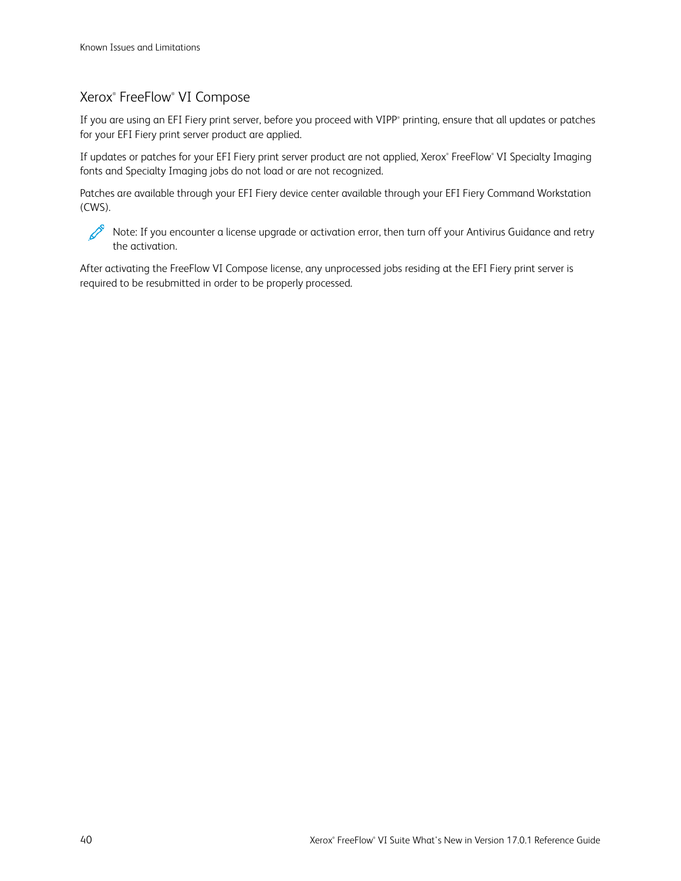## Xerox® FreeFlow® VI Compose

If you are using an EFI Fiery print server, before you proceed with VIPP® printing, ensure that all updates or patches for your EFI Fiery print server product are applied.

If updates or patches for your EFI Fiery print server product are not applied, Xerox® FreeFlow® VI Specialty Imaging fonts and Specialty Imaging jobs do not load or are not recognized.

Patches are available through your EFI Fiery device center available through your EFI Fiery Command Workstation (CWS).

> Note: If you encounter a license upgrade or activation error, then turn off your Antivirus Guidance and retry the activation.

After activating the FreeFlow VI Compose license, any unprocessed jobs residing at the EFI Fiery print server is required to be resubmitted in order to be properly processed.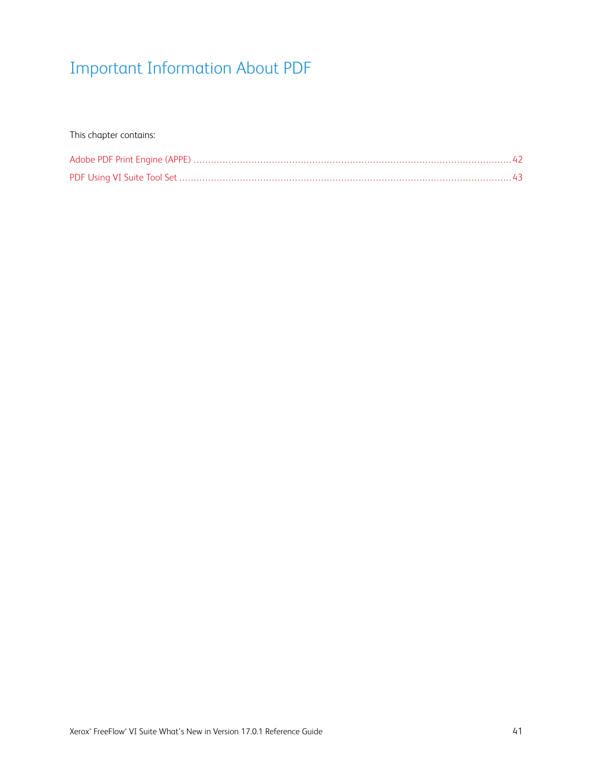# Important Information About PDF

This chapter contains:

- Adobe PDF Print Engine (APPE) .......... 42
- PDF Using VI Suite Tool Set .......... 43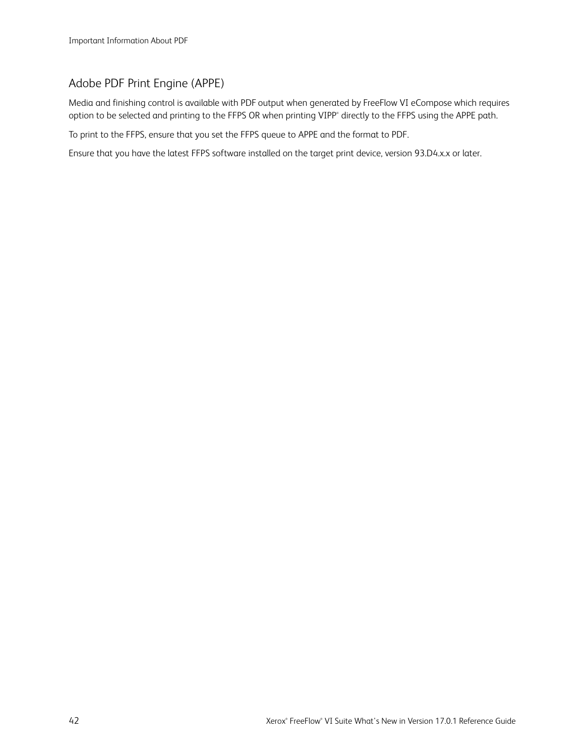## Adobe PDF Print Engine (APPE)

Media and finishing control is available with PDF output when generated by FreeFlow VI eCompose which requires option to be selected and printing to the FFPS OR when printing VIPP® directly to the FFPS using the APPE path.

To print to the FFPS, ensure that you set the FFPS queue to APPE and the format to PDF.

Ensure that you have the latest FFPS software installed on the target print device, version 93.D4.x.x or later.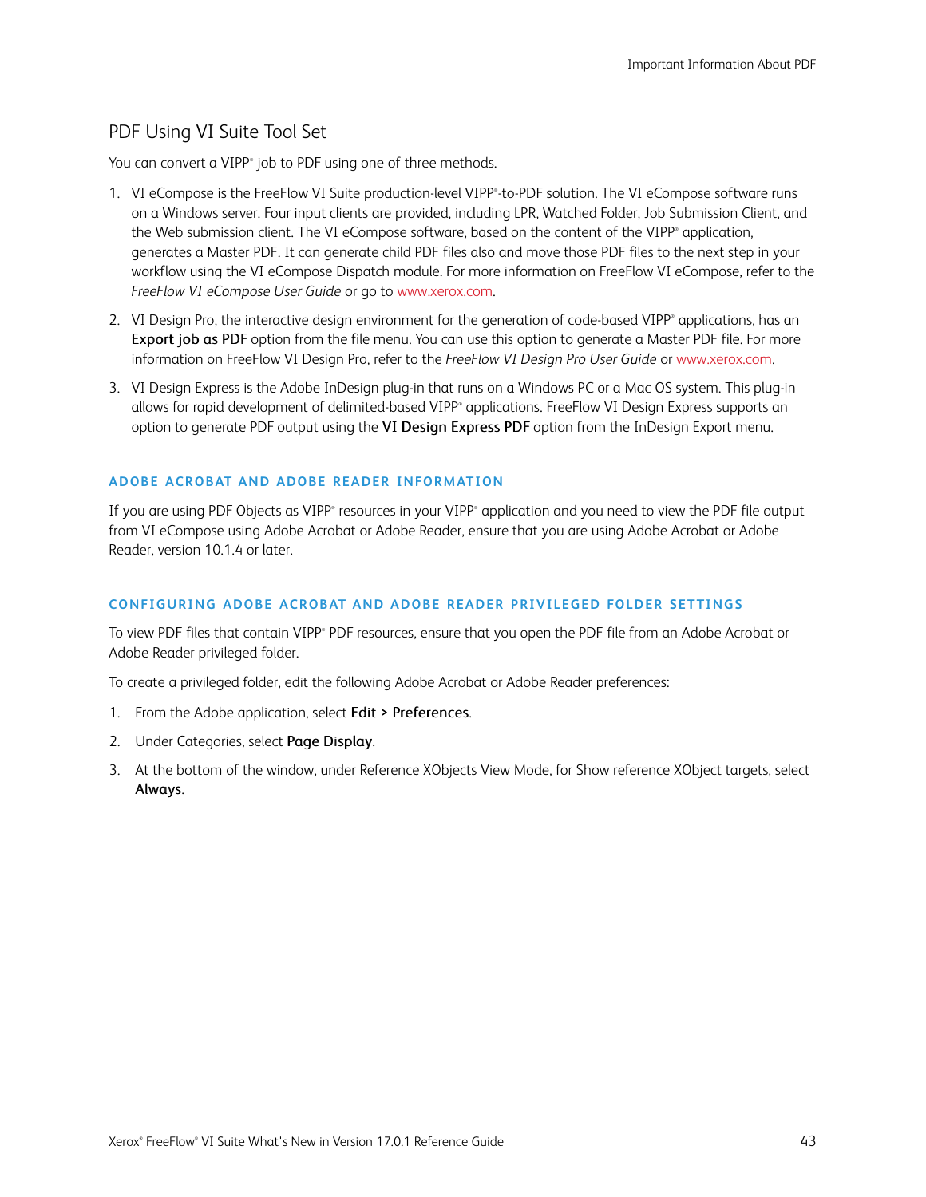## PDF Using VI Suite Tool Set

You can convert a VIPP® job to PDF using one of three methods.

1. VI eCompose is the FreeFlow VI Suite production-level VIPP®-to-PDF solution. The VI eCompose software runs on a Windows server. Four input clients are provided, including LPR, Watched Folder, Job Submission Client, and the Web submission client. The VI eCompose software, based on the content of the VIPP® application, generates a Master PDF. It can generate child PDF files also and move those PDF files to the next step in your workflow using the VI eCompose Dispatch module. For more information on FreeFlow VI eCompose, refer to the *FreeFlow VI eCompose User Guide* or go to www.xerox.com.
2. VI Design Pro, the interactive design environment for the generation of code-based VIPP® applications, has an **Export job as PDF** option from the file menu. You can use this option to generate a Master PDF file. For more information on FreeFlow VI Design Pro, refer to the *FreeFlow VI Design Pro User Guide* or www.xerox.com.
3. VI Design Express is the Adobe InDesign plug-in that runs on a Windows PC or a Mac OS system. This plug-in allows for rapid development of delimited-based VIPP® applications. FreeFlow VI Design Express supports an option to generate PDF output using the **VI Design Express PDF** option from the InDesign Export menu.

### ADOBE ACROBAT AND ADOBE READER INFORMATION

If you are using PDF Objects as VIPP® resources in your VIPP® application and you need to view the PDF file output from VI eCompose using Adobe Acrobat or Adobe Reader, ensure that you are using Adobe Acrobat or Adobe Reader, version 10.1.4 or later.

### CONFIGURING ADOBE ACROBAT AND ADOBE READER PRIVILEGED FOLDER SETTINGS

To view PDF files that contain VIPP® PDF resources, ensure that you open the PDF file from an Adobe Acrobat or Adobe Reader privileged folder.

To create a privileged folder, edit the following Adobe Acrobat or Adobe Reader preferences:

1. From the Adobe application, select **Edit > Preferences**.
2. Under Categories, select **Page Display**.
3. At the bottom of the window, under Reference XObjects View Mode, for Show reference XObject targets, select **Always**.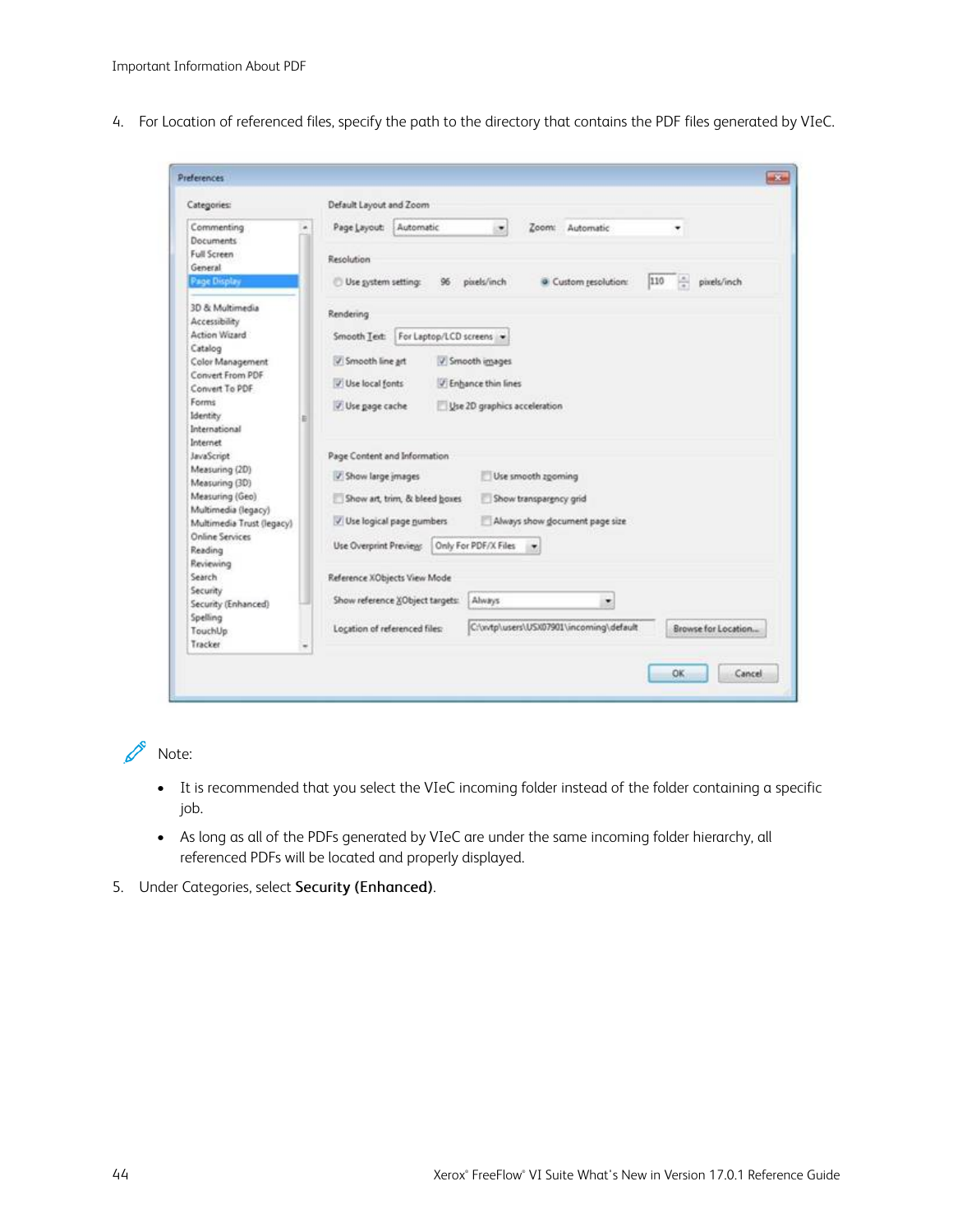4. For Location of referenced files, specify the path to the directory that contains the PDF files generated by VIeC.

Note:

- It is recommended that you select the VIeC incoming folder instead of the folder containing a specific job.
- As long as all of the PDFs generated by VIeC are under the same incoming folder hierarchy, all referenced PDFs will be located and properly displayed.

5. Under Categories, select **Security (Enhanced)**.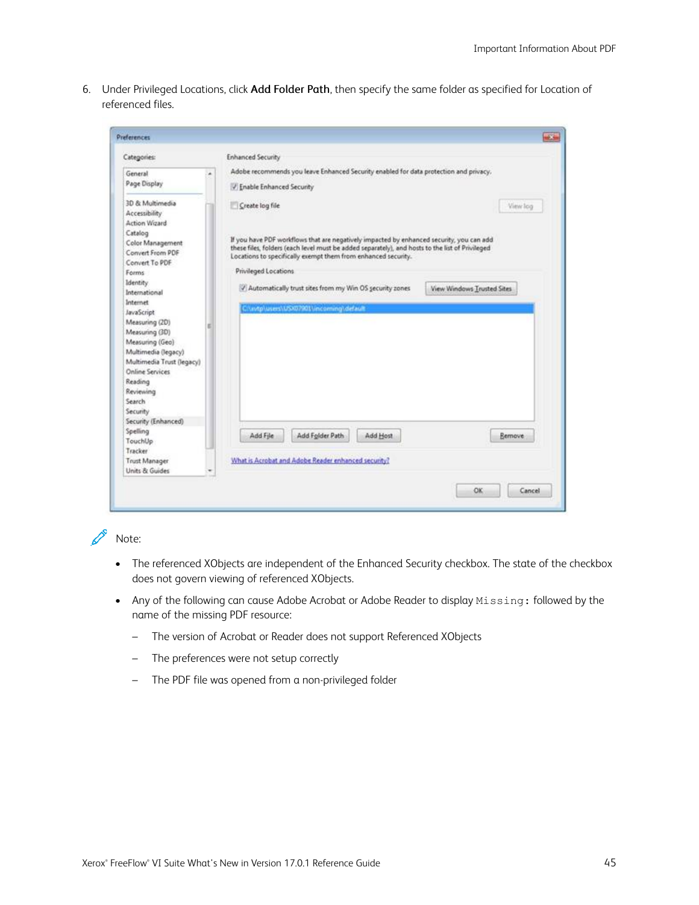6. Under Privileged Locations, click **Add Folder Path**, then specify the same folder as specified for Location of referenced files.

Note:

- The referenced XObjects are independent of the Enhanced Security checkbox. The state of the checkbox does not govern viewing of referenced XObjects.
- Any of the following can cause Adobe Acrobat or Adobe Reader to display `Missing:` followed by the name of the missing PDF resource:
  - The version of Acrobat or Reader does not support Referenced XObjects
  - The preferences were not setup correctly
  - The PDF file was opened from a non-privileged folder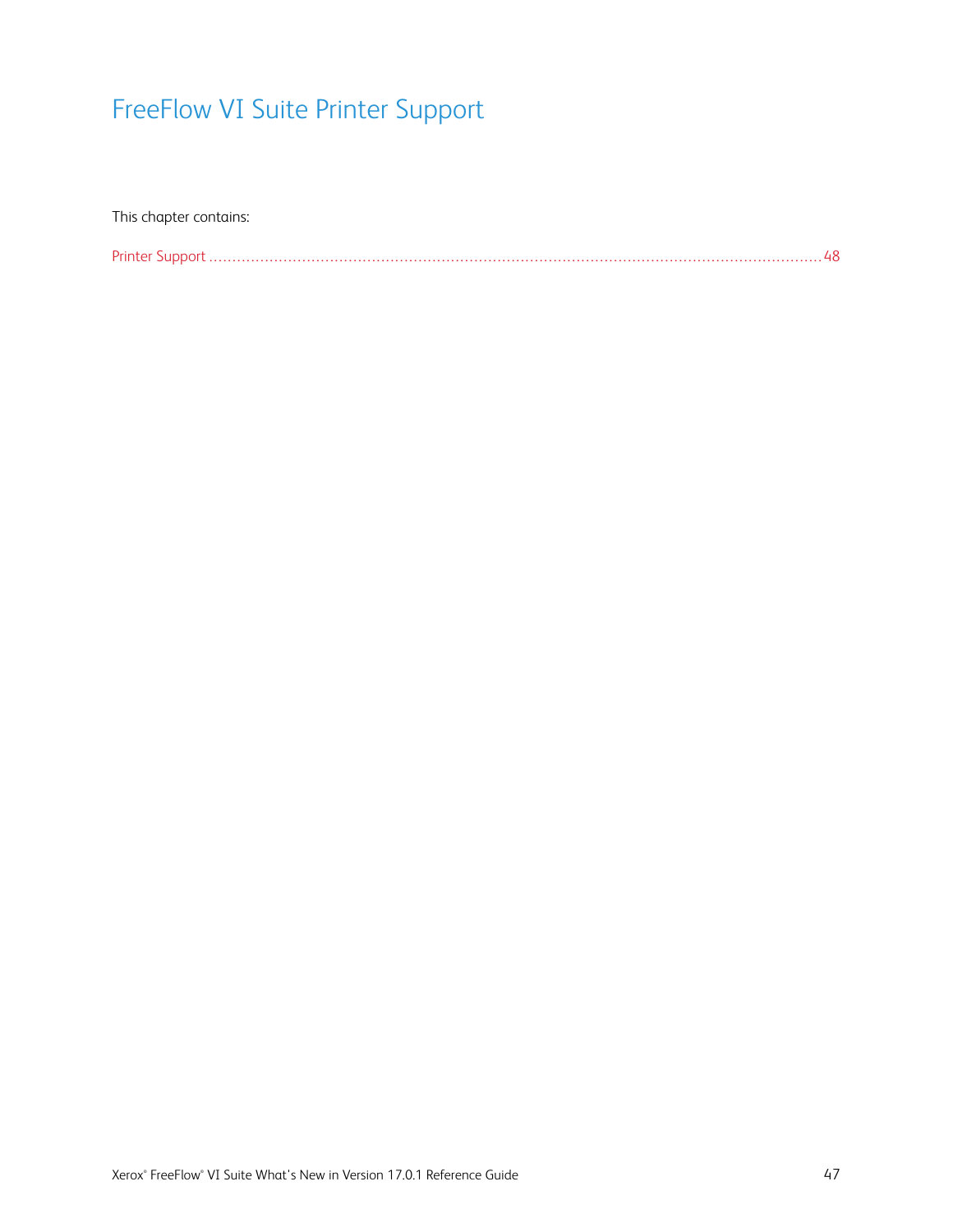# FreeFlow VI Suite Printer Support

This chapter contains:

Printer Support ........................................................................................................................................ 48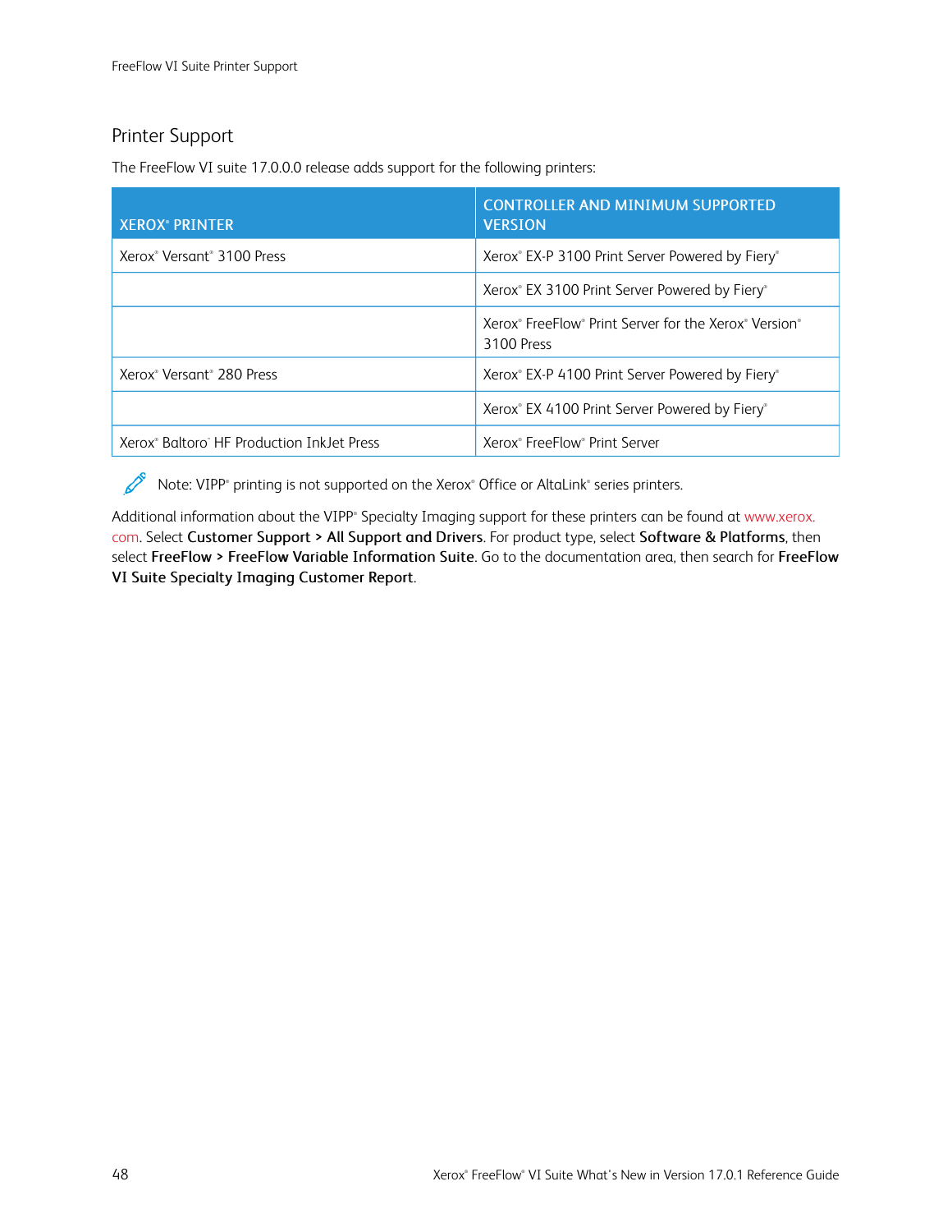## Printer Support

The FreeFlow VI suite 17.0.0.0 release adds support for the following printers:

| XEROX® PRINTER | CONTROLLER AND MINIMUM SUPPORTED VERSION |
|---|---|
| Xerox® Versant® 3100 Press | Xerox® EX-P 3100 Print Server Powered by Fiery® |
| | Xerox® EX 3100 Print Server Powered by Fiery® |
| | Xerox® FreeFlow® Print Server for the Xerox® Version® 3100 Press |
| Xerox® Versant® 280 Press | Xerox® EX-P 4100 Print Server Powered by Fiery® |
| | Xerox® EX 4100 Print Server Powered by Fiery® |
| Xerox® Baltoro® HF Production InkJet Press | Xerox® FreeFlow® Print Server |

Note: VIPP® printing is not supported on the Xerox® Office or AltaLink® series printers.

Additional information about the VIPP® Specialty Imaging support for these printers can be found at www.xerox.com. Select **Customer Support > All Support and Drivers**. For product type, select **Software & Platforms**, then select **FreeFlow > FreeFlow Variable Information Suite**. Go to the documentation area, then search for **FreeFlow VI Suite Specialty Imaging Customer Report**.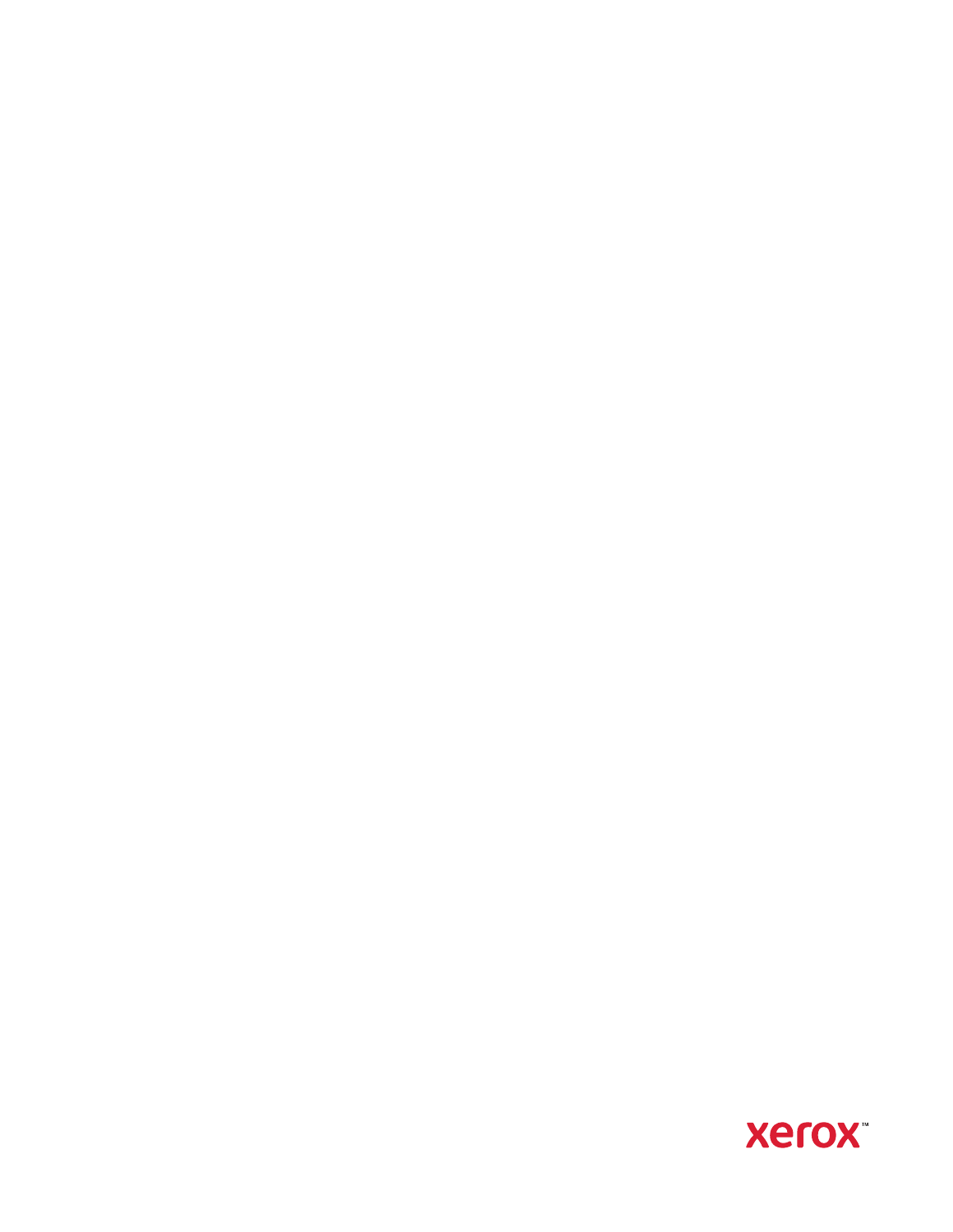xerox™